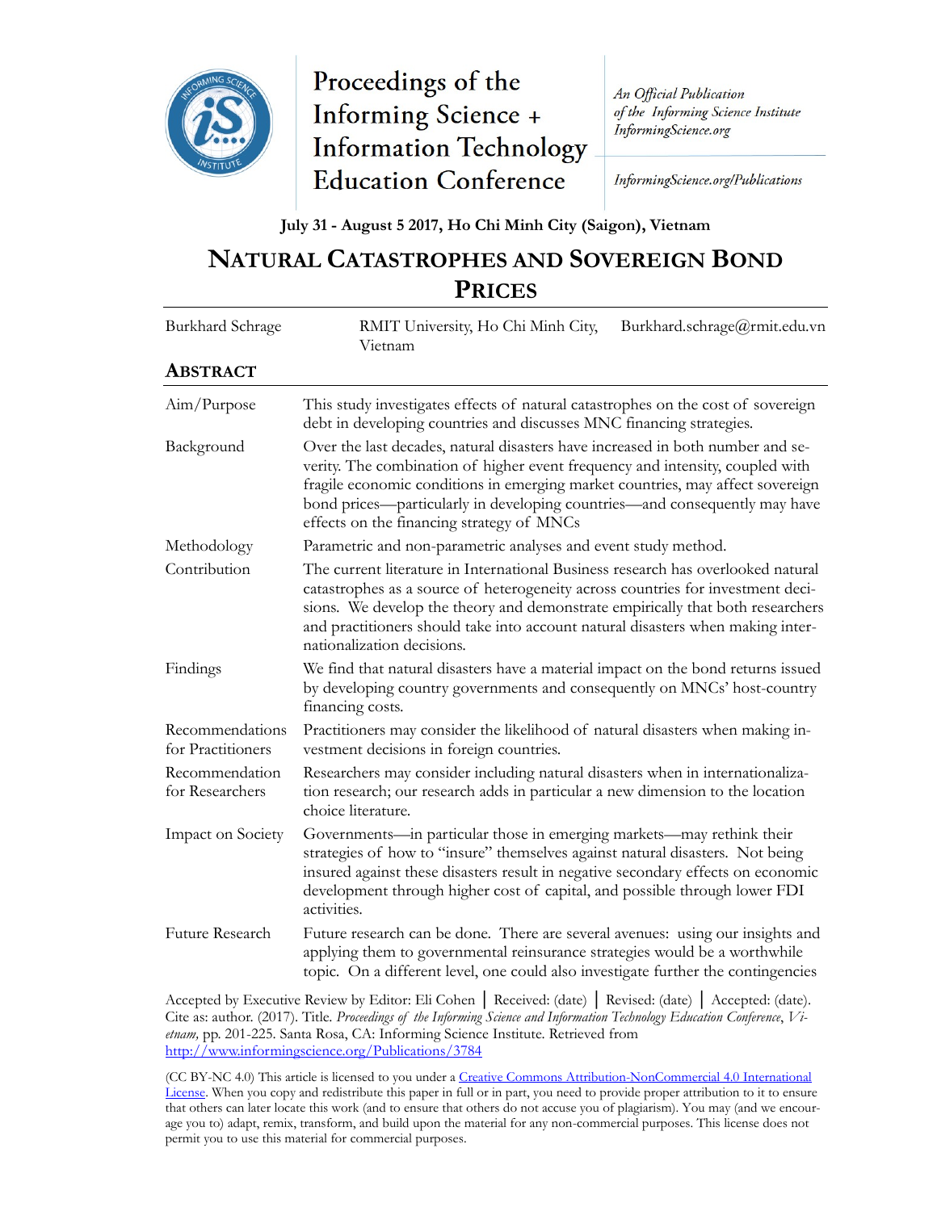Proceedings of the Informing Science + Information Technology Education Conference

*An Official Publication of the Informing Science Institute InformingScience.org*

*InformingScience.org/Publications*

**July 31 - August 5 2017, Ho Chi Minh City (Saigon), Vietnam**

# NATURAL CATASTROPHES AND SOVEREIGN BOND PRICES

| | | |
|---|---|---|
| Burkhard Schrage | RMIT University, Ho Chi Minh City, Vietnam | Burkhard.schrage@rmit.edu.vn |

## ABSTRACT

| | |
|---|---|
| Aim/Purpose | This study investigates effects of natural catastrophes on the cost of sovereign debt in developing countries and discusses MNC financing strategies. |
| Background | Over the last decades, natural disasters have increased in both number and severity. The combination of higher event frequency and intensity, coupled with fragile economic conditions in emerging market countries, may affect sovereign bond prices—particularly in developing countries—and consequently may have effects on the financing strategy of MNCs |
| Methodology | Parametric and non-parametric analyses and event study method. |
| Contribution | The current literature in International Business research has overlooked natural catastrophes as a source of heterogeneity across countries for investment decisions. We develop the theory and demonstrate empirically that both researchers and practitioners should take into account natural disasters when making internationalization decisions. |
| Findings | We find that natural disasters have a material impact on the bond returns issued by developing country governments and consequently on MNCs' host-country financing costs. |
| Recommendations for Practitioners | Practitioners may consider the likelihood of natural disasters when making investment decisions in foreign countries. |
| Recommendation for Researchers | Researchers may consider including natural disasters when in internationalization research; our research adds in particular a new dimension to the location choice literature. |
| Impact on Society | Governments—in particular those in emerging markets—may rethink their strategies of how to "insure" themselves against natural disasters. Not being insured against these disasters result in negative secondary effects on economic development through higher cost of capital, and possible through lower FDI activities. |
| Future Research | Future research can be done. There are several avenues: using our insights and applying them to governmental reinsurance strategies would be a worthwhile topic. On a different level, one could also investigate further the contingencies |

Accepted by Executive Review by Editor: Eli Cohen │ Received: (date) │ Revised: (date) │ Accepted: (date). Cite as: author. (2017). Title. *Proceedings of the Informing Science and Information Technology Education Conference*, *Vietnam,* pp. 201-225. Santa Rosa, CA: Informing Science Institute. Retrieved from http://www.informingscience.org/Publications/3784

(CC BY-NC 4.0) This article is licensed to you under a Creative Commons Attribution-NonCommercial 4.0 International License. When you copy and redistribute this paper in full or in part, you need to provide proper attribution to it to ensure that others can later locate this work (and to ensure that others do not accuse you of plagiarism). You may (and we encourage you to) adapt, remix, transform, and build upon the material for any non-commercial purposes. This license does not permit you to use this material for commercial purposes.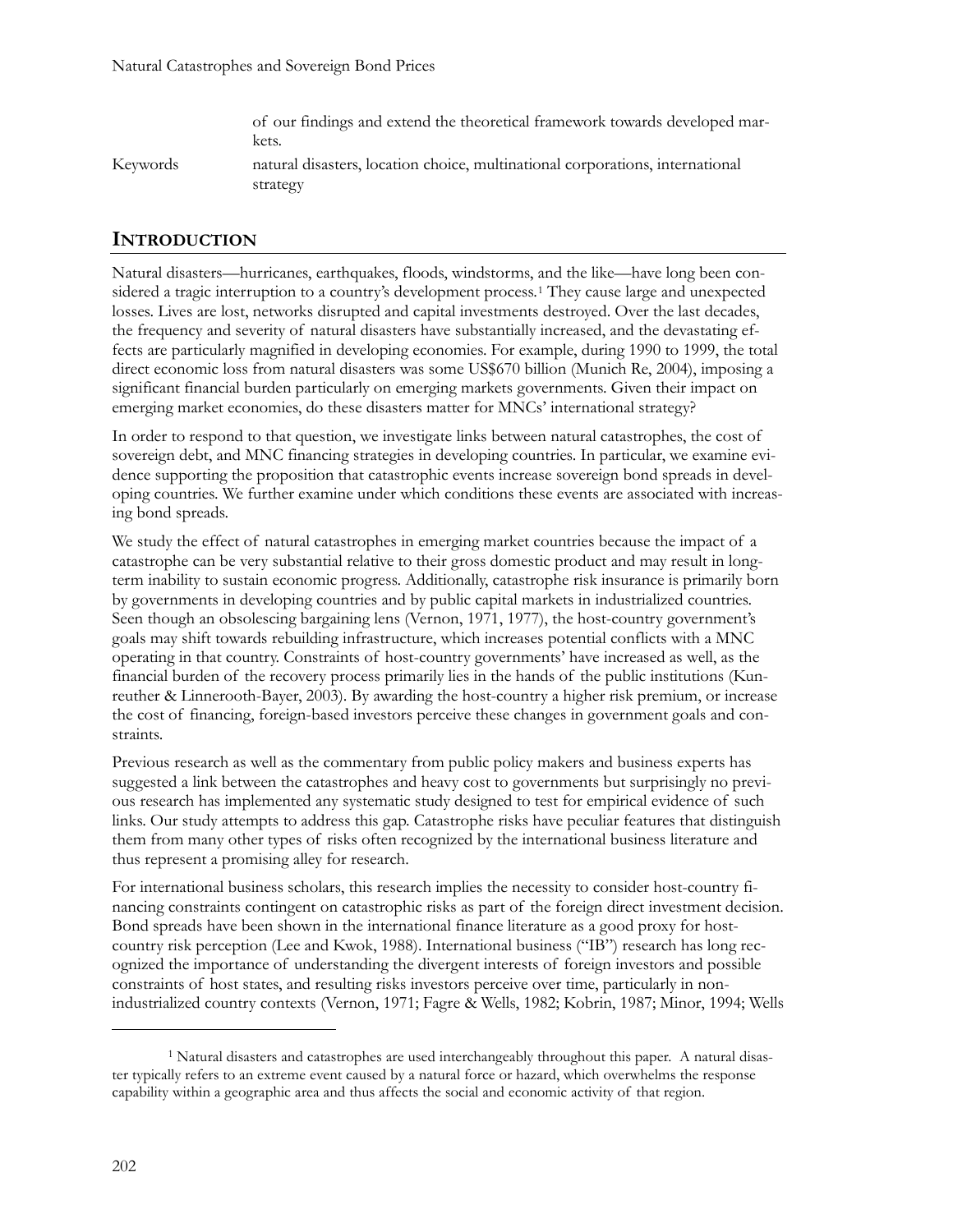of our findings and extend the theoretical framework towards developed markets.

Keywords natural disasters, location choice, multinational corporations, international strategy

## INTRODUCTION

Natural disasters—hurricanes, earthquakes, floods, windstorms, and the like—have long been considered a tragic interruption to a country's development process.[1] They cause large and unexpected losses. Lives are lost, networks disrupted and capital investments destroyed. Over the last decades, the frequency and severity of natural disasters have substantially increased, and the devastating effects are particularly magnified in developing economies. For example, during 1990 to 1999, the total direct economic loss from natural disasters was some US$670 billion (Munich Re, 2004), imposing a significant financial burden particularly on emerging markets governments. Given their impact on emerging market economies, do these disasters matter for MNCs' international strategy?

In order to respond to that question, we investigate links between natural catastrophes, the cost of sovereign debt, and MNC financing strategies in developing countries. In particular, we examine evidence supporting the proposition that catastrophic events increase sovereign bond spreads in developing countries. We further examine under which conditions these events are associated with increasing bond spreads.

We study the effect of natural catastrophes in emerging market countries because the impact of a catastrophe can be very substantial relative to their gross domestic product and may result in long-term inability to sustain economic progress. Additionally, catastrophe risk insurance is primarily born by governments in developing countries and by public capital markets in industrialized countries. Seen though an obsolescing bargaining lens (Vernon, 1971, 1977), the host-country government's goals may shift towards rebuilding infrastructure, which increases potential conflicts with a MNC operating in that country. Constraints of host-country governments' have increased as well, as the financial burden of the recovery process primarily lies in the hands of the public institutions (Kunreuther & Linnerooth-Bayer, 2003). By awarding the host-country a higher risk premium, or increase the cost of financing, foreign-based investors perceive these changes in government goals and constraints.

Previous research as well as the commentary from public policy makers and business experts has suggested a link between the catastrophes and heavy cost to governments but surprisingly no previous research has implemented any systematic study designed to test for empirical evidence of such links. Our study attempts to address this gap. Catastrophe risks have peculiar features that distinguish them from many other types of risks often recognized by the international business literature and thus represent a promising alley for research.

For international business scholars, this research implies the necessity to consider host-country financing constraints contingent on catastrophic risks as part of the foreign direct investment decision. Bond spreads have been shown in the international finance literature as a good proxy for host-country risk perception (Lee and Kwok, 1988). International business ("IB") research has long recognized the importance of understanding the divergent interests of foreign investors and possible constraints of host states, and resulting risks investors perceive over time, particularly in non-industrialized country contexts (Vernon, 1971; Fagre & Wells, 1982; Kobrin, 1987; Minor, 1994; Wells

---

[1] Natural disasters and catastrophes are used interchangeably throughout this paper. A natural disaster typically refers to an extreme event caused by a natural force or hazard, which overwhelms the response capability within a geographic area and thus affects the social and economic activity of that region.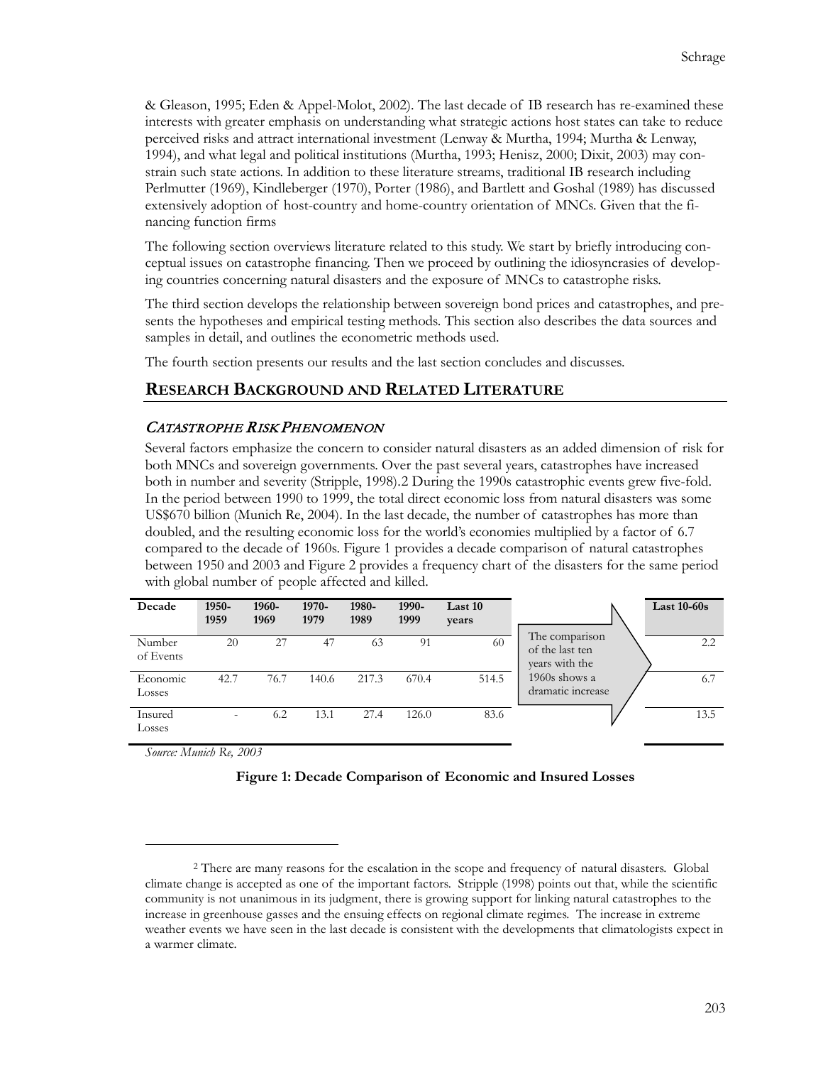& Gleason, 1995; Eden & Appel-Molot, 2002). The last decade of IB research has re-examined these interests with greater emphasis on understanding what strategic actions host states can take to reduce perceived risks and attract international investment (Lenway & Murtha, 1994; Murtha & Lenway, 1994), and what legal and political institutions (Murtha, 1993; Henisz, 2000; Dixit, 2003) may constrain such state actions. In addition to these literature streams, traditional IB research including Perlmutter (1969), Kindleberger (1970), Porter (1986), and Bartlett and Goshal (1989) has discussed extensively adoption of host-country and home-country orientation of MNCs. Given that the financing function firms

The following section overviews literature related to this study. We start by briefly introducing conceptual issues on catastrophe financing. Then we proceed by outlining the idiosyncrasies of developing countries concerning natural disasters and the exposure of MNCs to catastrophe risks.

The third section develops the relationship between sovereign bond prices and catastrophes, and presents the hypotheses and empirical testing methods. This section also describes the data sources and samples in detail, and outlines the econometric methods used.

The fourth section presents our results and the last section concludes and discusses.

## RESEARCH BACKGROUND AND RELATED LITERATURE

### *CATASTROPHE RISK PHENOMENON*

Several factors emphasize the concern to consider natural disasters as an added dimension of risk for both MNCs and sovereign governments. Over the past several years, catastrophes have increased both in number and severity (Stripple, 1998).[2] During the 1990s catastrophic events grew five-fold. In the period between 1990 to 1999, the total direct economic loss from natural disasters was some US$670 billion (Munich Re, 2004). In the last decade, the number of catastrophes has more than doubled, and the resulting economic loss for the world's economies multiplied by a factor of 6.7 compared to the decade of 1960s. Figure 1 provides a decade comparison of natural catastrophes between 1950 and 2003 and Figure 2 provides a frequency chart of the disasters for the same period with global number of people affected and killed.

| Decade | 1950-1959 | 1960-1969 | 1970-1979 | 1980-1989 | 1990-1999 | Last 10 years | | Last 10-60s |
|---|---|---|---|---|---|---|---|---|
| Number of Events | 20 | 27 | 47 | 63 | 91 | 60 | The comparison of the last ten years with the 1960s shows a dramatic increase | 2.2 |
| Economic Losses | 42.7 | 76.7 | 140.6 | 217.3 | 670.4 | 514.5 | | 6.7 |
| Insured Losses | - | 6.2 | 13.1 | 27.4 | 126.0 | 83.6 | | 13.5 |

*Source: Munich Re, 2003*

**Figure 1: Decade Comparison of Economic and Insured Losses**

[2] There are many reasons for the escalation in the scope and frequency of natural disasters. Global climate change is accepted as one of the important factors. Stripple (1998) points out that, while the scientific community is not unanimous in its judgment, there is growing support for linking natural catastrophes to the increase in greenhouse gasses and the ensuing effects on regional climate regimes. The increase in extreme weather events we have seen in the last decade is consistent with the developments that climatologists expect in a warmer climate.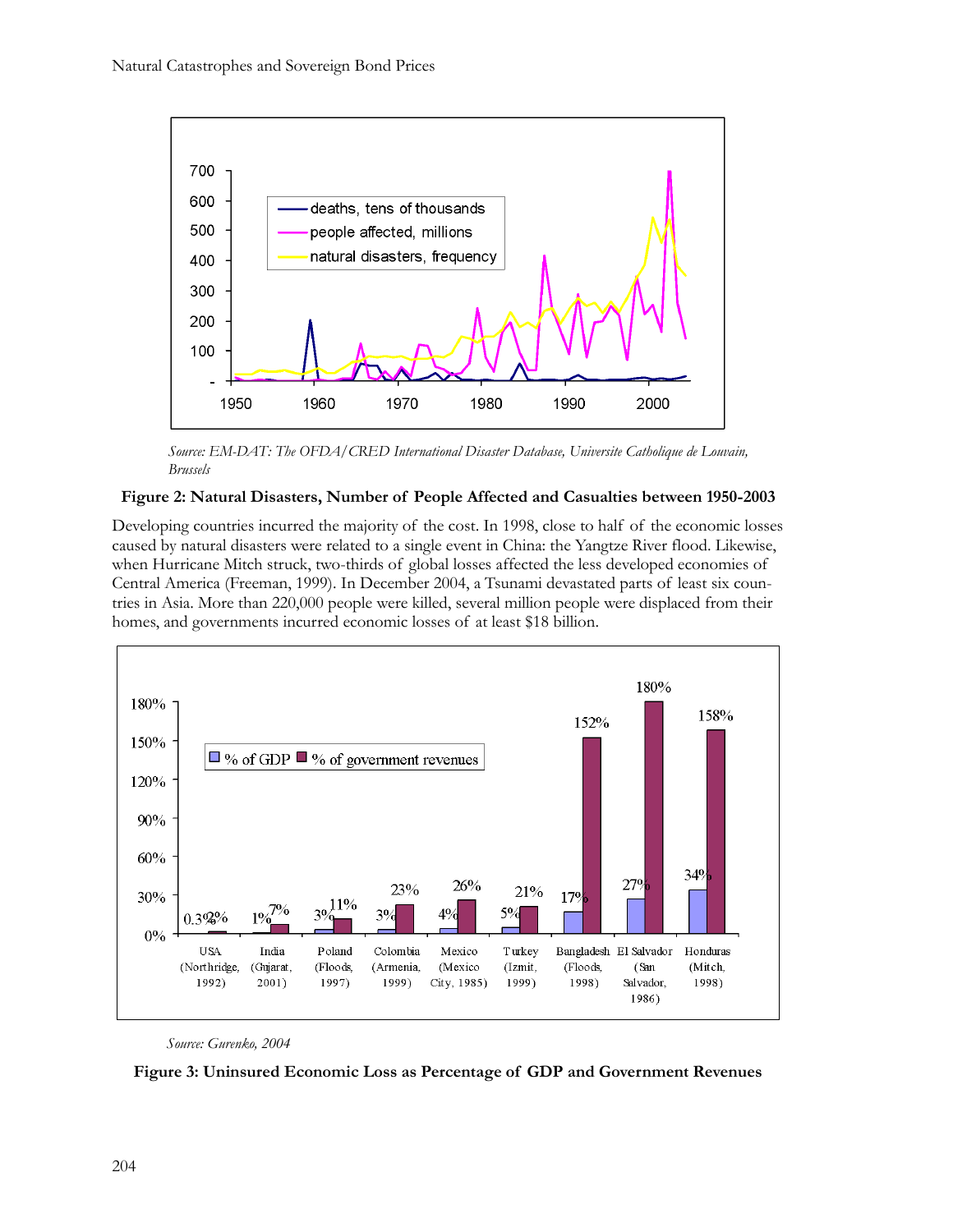*Source: EM-DAT: The OFDA/CRED International Disaster Database, Universite Catholique de Louvain, Brussels*

**Figure 2: Natural Disasters, Number of People Affected and Casualties between 1950-2003**

Developing countries incurred the majority of the cost. In 1998, close to half of the economic losses caused by natural disasters were related to a single event in China: the Yangtze River flood. Likewise, when Hurricane Mitch struck, two-thirds of global losses affected the less developed economies of Central America (Freeman, 1999). In December 2004, a Tsunami devastated parts of least six countries in Asia. More than 220,000 people were killed, several million people were displaced from their homes, and governments incurred economic losses of at least $18 billion.

*Source: Gurenko, 2004*

**Figure 3: Uninsured Economic Loss as Percentage of GDP and Government Revenues**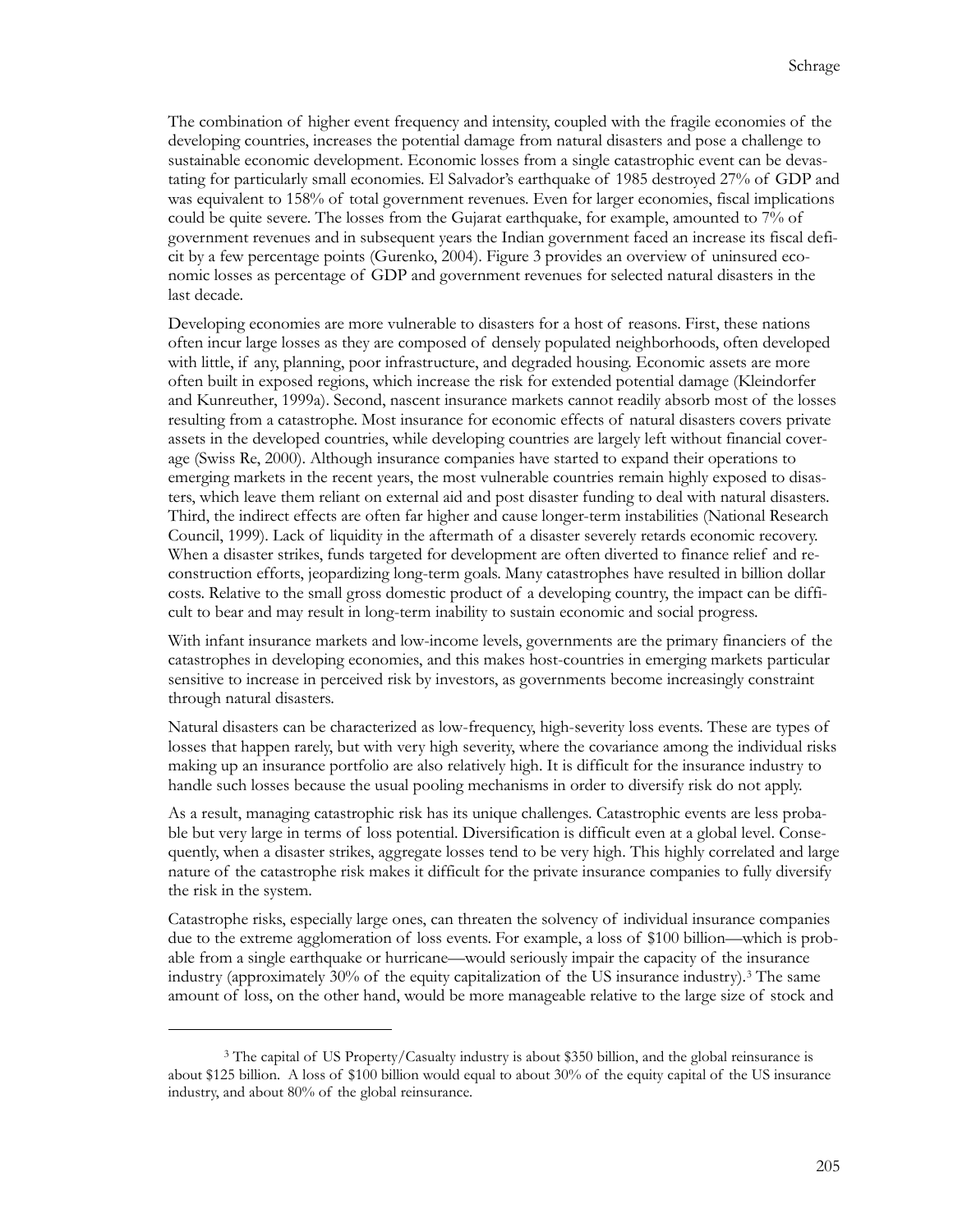The combination of higher event frequency and intensity, coupled with the fragile economies of the developing countries, increases the potential damage from natural disasters and pose a challenge to sustainable economic development. Economic losses from a single catastrophic event can be devastating for particularly small economies. El Salvador's earthquake of 1985 destroyed 27% of GDP and was equivalent to 158% of total government revenues. Even for larger economies, fiscal implications could be quite severe. The losses from the Gujarat earthquake, for example, amounted to 7% of government revenues and in subsequent years the Indian government faced an increase its fiscal deficit by a few percentage points (Gurenko, 2004). Figure 3 provides an overview of uninsured economic losses as percentage of GDP and government revenues for selected natural disasters in the last decade.

Developing economies are more vulnerable to disasters for a host of reasons. First, these nations often incur large losses as they are composed of densely populated neighborhoods, often developed with little, if any, planning, poor infrastructure, and degraded housing. Economic assets are more often built in exposed regions, which increase the risk for extended potential damage (Kleindorfer and Kunreuther, 1999a). Second, nascent insurance markets cannot readily absorb most of the losses resulting from a catastrophe. Most insurance for economic effects of natural disasters covers private assets in the developed countries, while developing countries are largely left without financial coverage (Swiss Re, 2000). Although insurance companies have started to expand their operations to emerging markets in the recent years, the most vulnerable countries remain highly exposed to disasters, which leave them reliant on external aid and post disaster funding to deal with natural disasters. Third, the indirect effects are often far higher and cause longer-term instabilities (National Research Council, 1999). Lack of liquidity in the aftermath of a disaster severely retards economic recovery. When a disaster strikes, funds targeted for development are often diverted to finance relief and reconstruction efforts, jeopardizing long-term goals. Many catastrophes have resulted in billion dollar costs. Relative to the small gross domestic product of a developing country, the impact can be difficult to bear and may result in long-term inability to sustain economic and social progress.

With infant insurance markets and low-income levels, governments are the primary financiers of the catastrophes in developing economies, and this makes host-countries in emerging markets particular sensitive to increase in perceived risk by investors, as governments become increasingly constraint through natural disasters.

Natural disasters can be characterized as low-frequency, high-severity loss events. These are types of losses that happen rarely, but with very high severity, where the covariance among the individual risks making up an insurance portfolio are also relatively high. It is difficult for the insurance industry to handle such losses because the usual pooling mechanisms in order to diversify risk do not apply.

As a result, managing catastrophic risk has its unique challenges. Catastrophic events are less probable but very large in terms of loss potential. Diversification is difficult even at a global level. Consequently, when a disaster strikes, aggregate losses tend to be very high. This highly correlated and large nature of the catastrophe risk makes it difficult for the private insurance companies to fully diversify the risk in the system.

Catastrophe risks, especially large ones, can threaten the solvency of individual insurance companies due to the extreme agglomeration of loss events. For example, a loss of $100 billion—which is probable from a single earthquake or hurricane—would seriously impair the capacity of the insurance industry (approximately 30% of the equity capitalization of the US insurance industry).[3] The same amount of loss, on the other hand, would be more manageable relative to the large size of stock and

[3] The capital of US Property/Casualty industry is about $350 billion, and the global reinsurance is about $125 billion. A loss of $100 billion would equal to about 30% of the equity capital of the US insurance industry, and about 80% of the global reinsurance.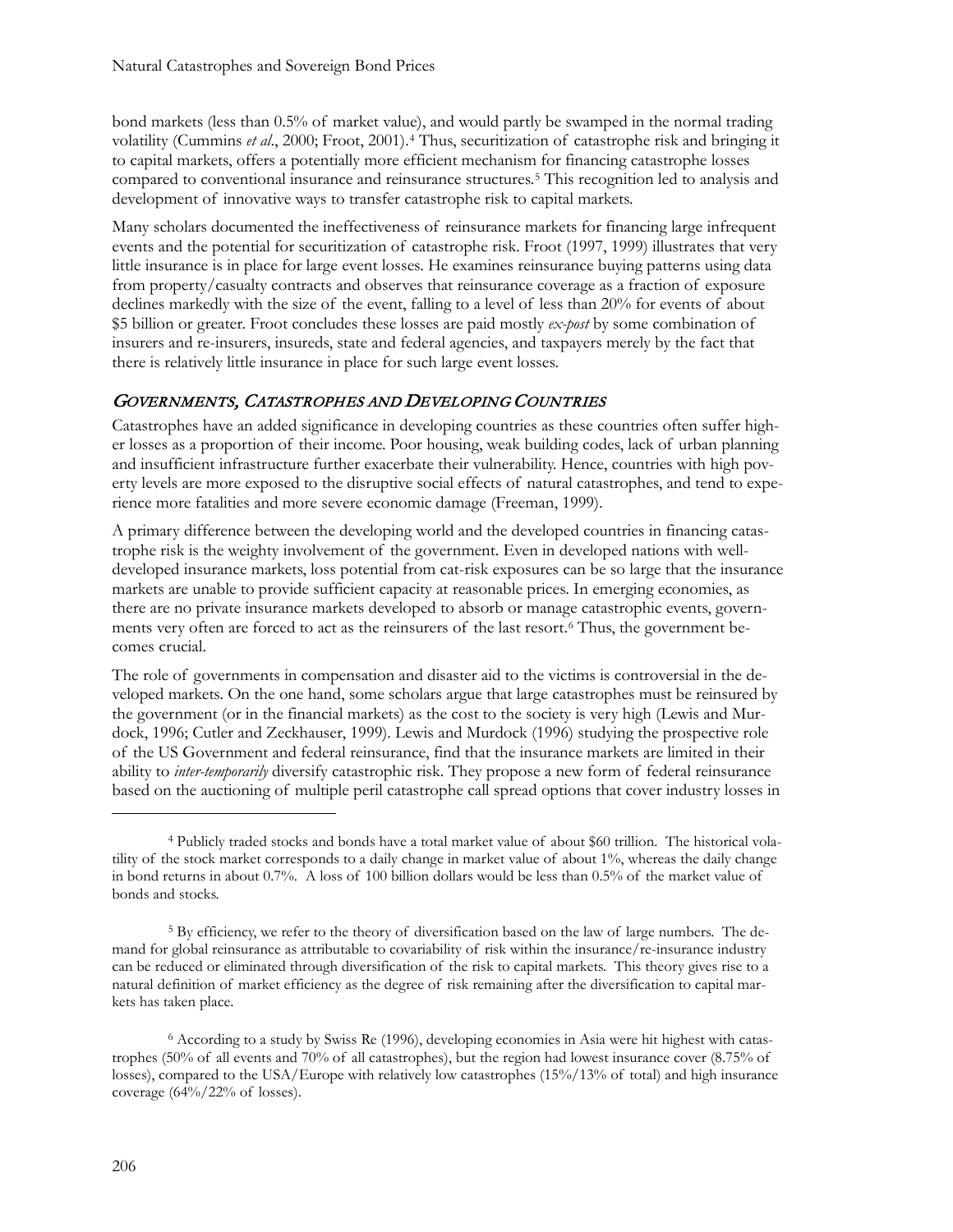bond markets (less than 0.5% of market value), and would partly be swamped in the normal trading volatility (Cummins *et al*., 2000; Froot, 2001).[4] Thus, securitization of catastrophe risk and bringing it to capital markets, offers a potentially more efficient mechanism for financing catastrophe losses compared to conventional insurance and reinsurance structures.[5] This recognition led to analysis and development of innovative ways to transfer catastrophe risk to capital markets.

Many scholars documented the ineffectiveness of reinsurance markets for financing large infrequent events and the potential for securitization of catastrophe risk. Froot (1997, 1999) illustrates that very little insurance is in place for large event losses. He examines reinsurance buying patterns using data from property/casualty contracts and observes that reinsurance coverage as a fraction of exposure declines markedly with the size of the event, falling to a level of less than 20% for events of about $5 billion or greater. Froot concludes these losses are paid mostly *ex-post* by some combination of insurers and re-insurers, insureds, state and federal agencies, and taxpayers merely by the fact that there is relatively little insurance in place for such large event losses.

## *Governments, Catastrophes and Developing Countries*

Catastrophes have an added significance in developing countries as these countries often suffer higher losses as a proportion of their income. Poor housing, weak building codes, lack of urban planning and insufficient infrastructure further exacerbate their vulnerability. Hence, countries with high poverty levels are more exposed to the disruptive social effects of natural catastrophes, and tend to experience more fatalities and more severe economic damage (Freeman, 1999).

A primary difference between the developing world and the developed countries in financing catastrophe risk is the weighty involvement of the government. Even in developed nations with well-developed insurance markets, loss potential from cat-risk exposures can be so large that the insurance markets are unable to provide sufficient capacity at reasonable prices. In emerging economies, as there are no private insurance markets developed to absorb or manage catastrophic events, governments very often are forced to act as the reinsurers of the last resort.[6] Thus, the government becomes crucial.

The role of governments in compensation and disaster aid to the victims is controversial in the developed markets. On the one hand, some scholars argue that large catastrophes must be reinsured by the government (or in the financial markets) as the cost to the society is very high (Lewis and Murdock, 1996; Cutler and Zeckhauser, 1999). Lewis and Murdock (1996) studying the prospective role of the US Government and federal reinsurance, find that the insurance markets are limited in their ability to *inter-temporarily* diversify catastrophic risk. They propose a new form of federal reinsurance based on the auctioning of multiple peril catastrophe call spread options that cover industry losses in

---

[4] Publicly traded stocks and bonds have a total market value of about $60 trillion. The historical volatility of the stock market corresponds to a daily change in market value of about 1%, whereas the daily change in bond returns in about 0.7%. A loss of 100 billion dollars would be less than 0.5% of the market value of bonds and stocks.

[5] By efficiency, we refer to the theory of diversification based on the law of large numbers. The demand for global reinsurance as attributable to covariability of risk within the insurance/re-insurance industry can be reduced or eliminated through diversification of the risk to capital markets. This theory gives rise to a natural definition of market efficiency as the degree of risk remaining after the diversification to capital markets has taken place.

[6] According to a study by Swiss Re (1996), developing economies in Asia were hit highest with catastrophes (50% of all events and 70% of all catastrophes), but the region had lowest insurance cover (8.75% of losses), compared to the USA/Europe with relatively low catastrophes (15%/13% of total) and high insurance coverage (64%/22% of losses).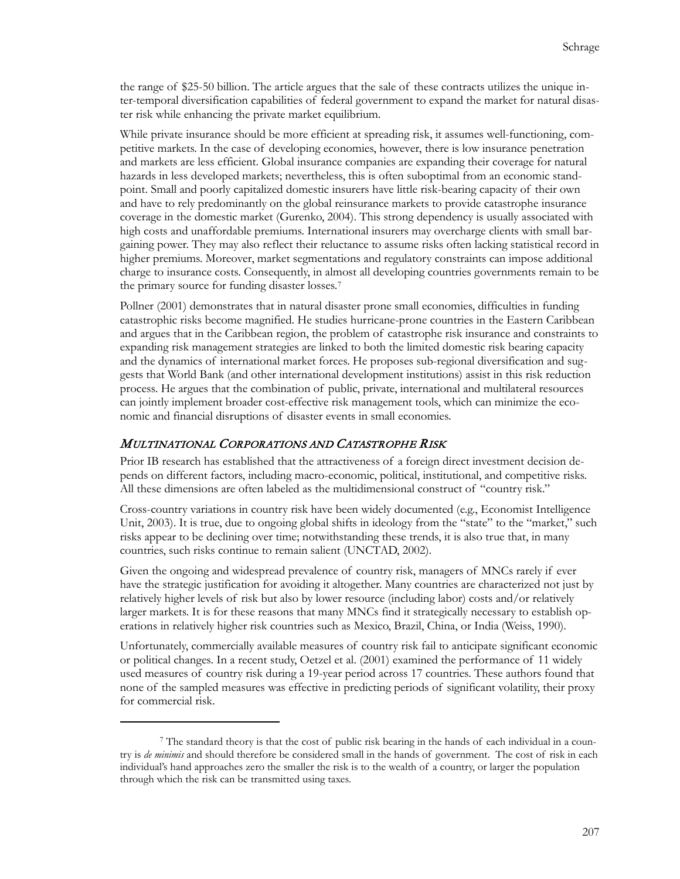the range of $25-50 billion. The article argues that the sale of these contracts utilizes the unique inter-temporal diversification capabilities of federal government to expand the market for natural disaster risk while enhancing the private market equilibrium.

While private insurance should be more efficient at spreading risk, it assumes well-functioning, competitive markets. In the case of developing economies, however, there is low insurance penetration and markets are less efficient. Global insurance companies are expanding their coverage for natural hazards in less developed markets; nevertheless, this is often suboptimal from an economic standpoint. Small and poorly capitalized domestic insurers have little risk-bearing capacity of their own and have to rely predominantly on the global reinsurance markets to provide catastrophe insurance coverage in the domestic market (Gurenko, 2004). This strong dependency is usually associated with high costs and unaffordable premiums. International insurers may overcharge clients with small bargaining power. They may also reflect their reluctance to assume risks often lacking statistical record in higher premiums. Moreover, market segmentations and regulatory constraints can impose additional charge to insurance costs. Consequently, in almost all developing countries governments remain to be the primary source for funding disaster losses.[7]

Pollner (2001) demonstrates that in natural disaster prone small economies, difficulties in funding catastrophic risks become magnified. He studies hurricane-prone countries in the Eastern Caribbean and argues that in the Caribbean region, the problem of catastrophe risk insurance and constraints to expanding risk management strategies are linked to both the limited domestic risk bearing capacity and the dynamics of international market forces. He proposes sub-regional diversification and suggests that World Bank (and other international development institutions) assist in this risk reduction process. He argues that the combination of public, private, international and multilateral resources can jointly implement broader cost-effective risk management tools, which can minimize the economic and financial disruptions of disaster events in small economies.

## *Multinational Corporations and Catastrophe Risk*

Prior IB research has established that the attractiveness of a foreign direct investment decision depends on different factors, including macro-economic, political, institutional, and competitive risks. All these dimensions are often labeled as the multidimensional construct of "country risk."

Cross-country variations in country risk have been widely documented (e.g., Economist Intelligence Unit, 2003). It is true, due to ongoing global shifts in ideology from the "state" to the "market," such risks appear to be declining over time; notwithstanding these trends, it is also true that, in many countries, such risks continue to remain salient (UNCTAD, 2002).

Given the ongoing and widespread prevalence of country risk, managers of MNCs rarely if ever have the strategic justification for avoiding it altogether. Many countries are characterized not just by relatively higher levels of risk but also by lower resource (including labor) costs and/or relatively larger markets. It is for these reasons that many MNCs find it strategically necessary to establish operations in relatively higher risk countries such as Mexico, Brazil, China, or India (Weiss, 1990).

Unfortunately, commercially available measures of country risk fail to anticipate significant economic or political changes. In a recent study, Oetzel et al. (2001) examined the performance of 11 widely used measures of country risk during a 19-year period across 17 countries. These authors found that none of the sampled measures was effective in predicting periods of significant volatility, their proxy for commercial risk.

---

[7] The standard theory is that the cost of public risk bearing in the hands of each individual in a country is *de minimis* and should therefore be considered small in the hands of government. The cost of risk in each individual's hand approaches zero the smaller the risk is to the wealth of a country, or larger the population through which the risk can be transmitted using taxes.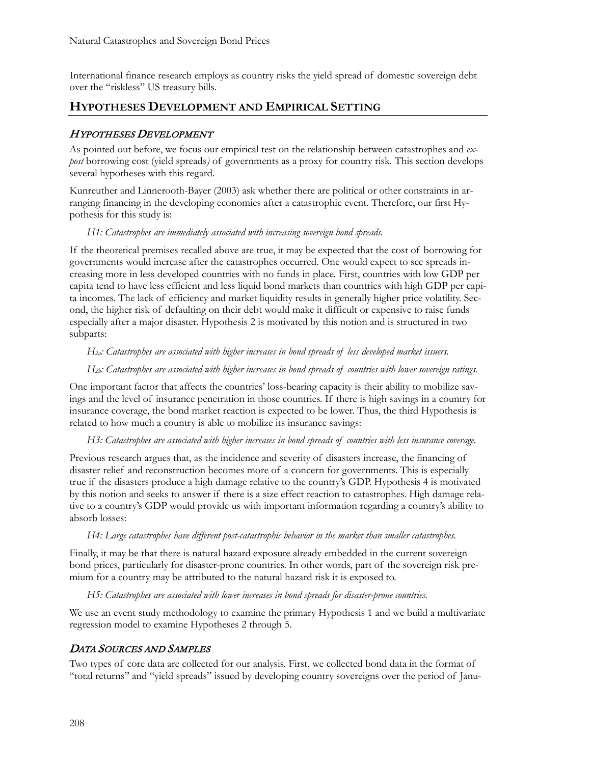International finance research employs as country risks the yield spread of domestic sovereign debt over the "riskless" US treasury bills.

## HYPOTHESES DEVELOPMENT AND EMPIRICAL SETTING

### *HYPOTHESES DEVELOPMENT*

As pointed out before, we focus our empirical test on the relationship between catastrophes and *ex-post* borrowing cost (yield spreads) of governments as a proxy for country risk. This section develops several hypotheses with this regard.

Kunreuther and Linnerooth-Bayer (2003) ask whether there are political or other constraints in arranging financing in the developing economies after a catastrophic event. Therefore, our first Hypothesis for this study is:

*H1: Catastrophes are immediately associated with increasing sovereign bond spreads.*

If the theoretical premises recalled above are true, it may be expected that the cost of borrowing for governments would increase after the catastrophes occurred. One would expect to see spreads increasing more in less developed countries with no funds in place. First, countries with low GDP per capita tend to have less efficient and less liquid bond markets than countries with high GDP per capita incomes. The lack of efficiency and market liquidity results in generally higher price volatility. Second, the higher risk of defaulting on their debt would make it difficult or expensive to raise funds especially after a major disaster. Hypothesis 2 is motivated by this notion and is structured in two subparts:

*$H_{2a}$: Catastrophes are associated with higher increases in bond spreads of less developed market issuers.*

*$H_{2b}$: Catastrophes are associated with higher increases in bond spreads of countries with lower sovereign ratings.*

One important factor that affects the countries' loss-bearing capacity is their ability to mobilize savings and the level of insurance penetration in those countries. If there is high savings in a country for insurance coverage, the bond market reaction is expected to be lower. Thus, the third Hypothesis is related to how much a country is able to mobilize its insurance savings:

*H3: Catastrophes are associated with higher increases in bond spreads of countries with less insurance coverage.*

Previous research argues that, as the incidence and severity of disasters increase, the financing of disaster relief and reconstruction becomes more of a concern for governments. This is especially true if the disasters produce a high damage relative to the country's GDP. Hypothesis 4 is motivated by this notion and seeks to answer if there is a size effect reaction to catastrophes. High damage relative to a country's GDP would provide us with important information regarding a country's ability to absorb losses:

*H4: Large catastrophes have different post-catastrophic behavior in the market than smaller catastrophes.*

Finally, it may be that there is natural hazard exposure already embedded in the current sovereign bond prices, particularly for disaster-prone countries. In other words, part of the sovereign risk premium for a country may be attributed to the natural hazard risk it is exposed to.

*H5: Catastrophes are associated with lower increases in bond spreads for disaster-prone countries.*

We use an event study methodology to examine the primary Hypothesis 1 and we build a multivariate regression model to examine Hypotheses 2 through 5.

### *DATA SOURCES AND SAMPLES*

Two types of core data are collected for our analysis. First, we collected bond data in the format of "total returns" and "yield spreads" issued by developing country sovereigns over the period of Janu-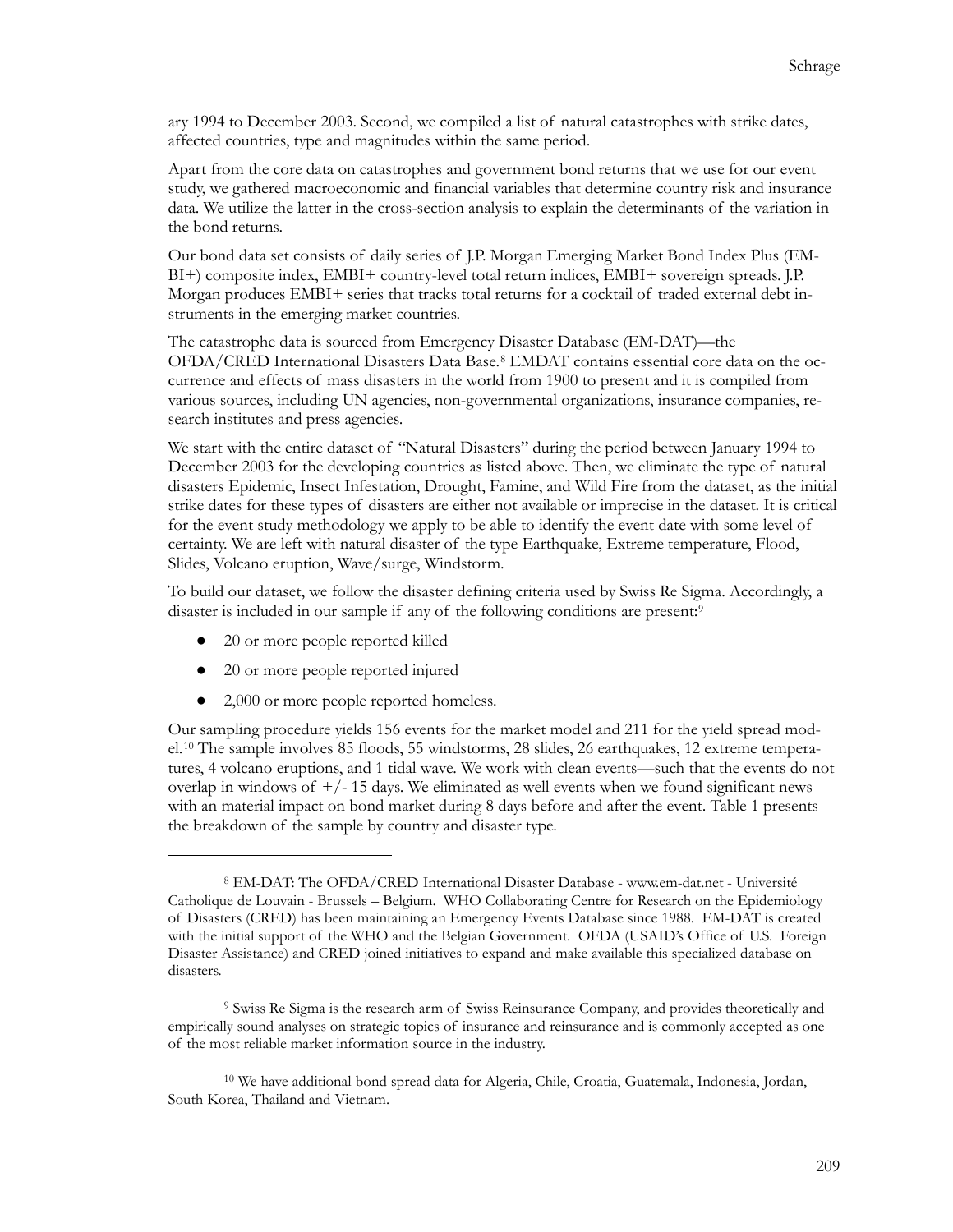ary 1994 to December 2003. Second, we compiled a list of natural catastrophes with strike dates, affected countries, type and magnitudes within the same period.

Apart from the core data on catastrophes and government bond returns that we use for our event study, we gathered macroeconomic and financial variables that determine country risk and insurance data. We utilize the latter in the cross-section analysis to explain the determinants of the variation in the bond returns.

Our bond data set consists of daily series of J.P. Morgan Emerging Market Bond Index Plus (EMBI+) composite index, EMBI+ country-level total return indices, EMBI+ sovereign spreads. J.P. Morgan produces EMBI+ series that tracks total returns for a cocktail of traded external debt instruments in the emerging market countries.

The catastrophe data is sourced from Emergency Disaster Database (EM-DAT)—the OFDA/CRED International Disasters Data Base.[8] EMDAT contains essential core data on the occurrence and effects of mass disasters in the world from 1900 to present and it is compiled from various sources, including UN agencies, non-governmental organizations, insurance companies, research institutes and press agencies.

We start with the entire dataset of "Natural Disasters" during the period between January 1994 to December 2003 for the developing countries as listed above. Then, we eliminate the type of natural disasters Epidemic, Insect Infestation, Drought, Famine, and Wild Fire from the dataset, as the initial strike dates for these types of disasters are either not available or imprecise in the dataset. It is critical for the event study methodology we apply to be able to identify the event date with some level of certainty. We are left with natural disaster of the type Earthquake, Extreme temperature, Flood, Slides, Volcano eruption, Wave/surge, Windstorm.

To build our dataset, we follow the disaster defining criteria used by Swiss Re Sigma. Accordingly, a disaster is included in our sample if any of the following conditions are present:[9]

- 20 or more people reported killed
- 20 or more people reported injured
- 2,000 or more people reported homeless.

Our sampling procedure yields 156 events for the market model and 211 for the yield spread model.[10] The sample involves 85 floods, 55 windstorms, 28 slides, 26 earthquakes, 12 extreme temperatures, 4 volcano eruptions, and 1 tidal wave. We work with clean events—such that the events do not overlap in windows of +/- 15 days. We eliminated as well events when we found significant news with an material impact on bond market during 8 days before and after the event. Table 1 presents the breakdown of the sample by country and disaster type.

---

[8] EM-DAT: The OFDA/CRED International Disaster Database - www.em-dat.net - Université Catholique de Louvain - Brussels – Belgium. WHO Collaborating Centre for Research on the Epidemiology of Disasters (CRED) has been maintaining an Emergency Events Database since 1988. EM-DAT is created with the initial support of the WHO and the Belgian Government. OFDA (USAID's Office of U.S. Foreign Disaster Assistance) and CRED joined initiatives to expand and make available this specialized database on disasters.

[9] Swiss Re Sigma is the research arm of Swiss Reinsurance Company, and provides theoretically and empirically sound analyses on strategic topics of insurance and reinsurance and is commonly accepted as one of the most reliable market information source in the industry.

[10] We have additional bond spread data for Algeria, Chile, Croatia, Guatemala, Indonesia, Jordan, South Korea, Thailand and Vietnam.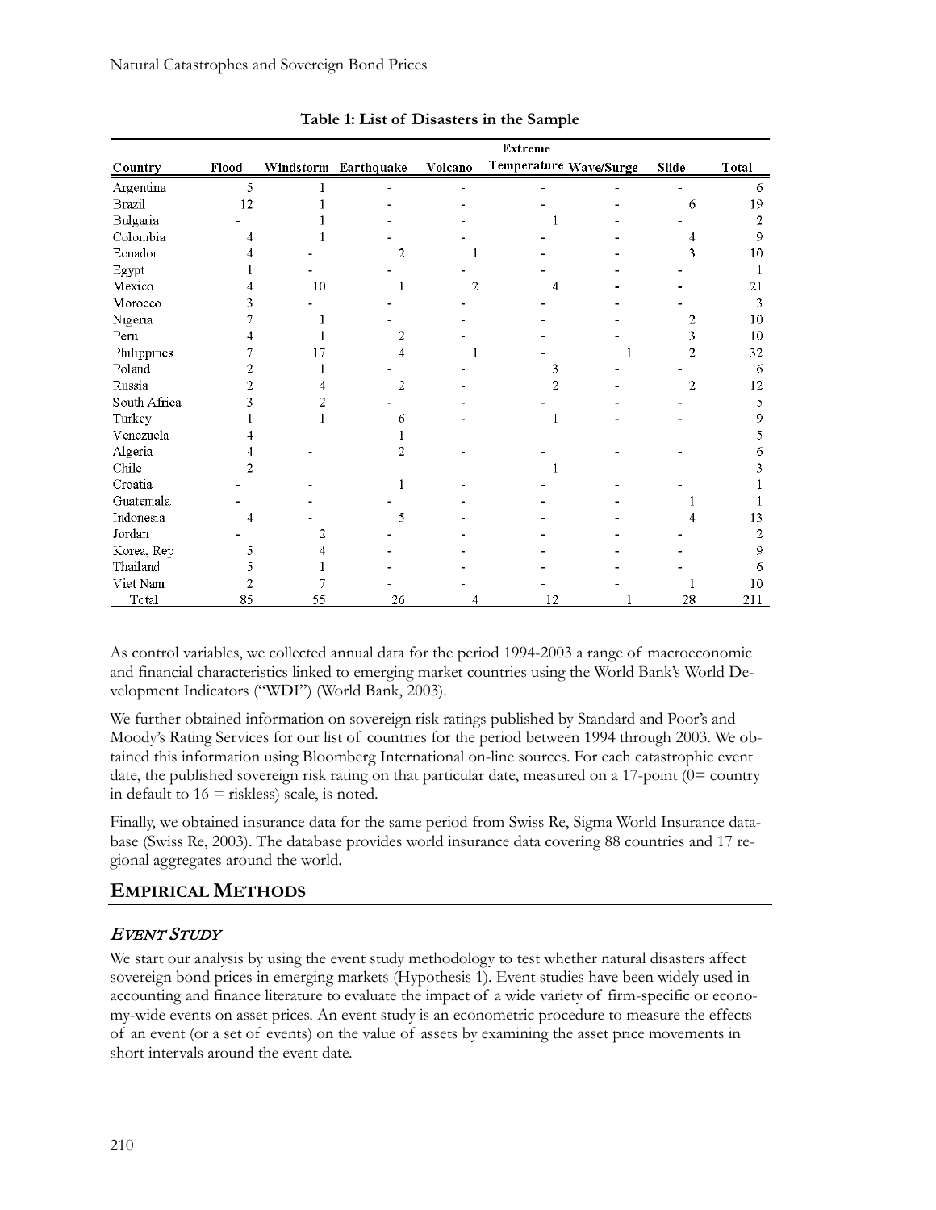**Table 1: List of Disasters in the Sample**

| Country | Flood | Windstorm | Earthquake | Volcano | Extreme Temperature | Wave/Surge | Slide | Total |
|---|---|---|---|---|---|---|---|---|
| Argentina | 5 | 1 | - | - | - | - | - | 6 |
| Brazil | 12 | 1 | - | - | - | - | 6 | 19 |
| Bulgaria | - | 1 | - | - | 1 | - | - | 2 |
| Colombia | 4 | 1 | - | - | - | - | 4 | 9 |
| Ecuador | 4 | - | 2 | 1 | - | - | 3 | 10 |
| Egypt | 1 | - | - | - | - | - | - | 1 |
| Mexico | 4 | 10 | 1 | 2 | 4 | - | - | 21 |
| Morocco | 3 | - | - | - | - | - | - | 3 |
| Nigeria | 7 | 1 | - | - | - | - | 2 | 10 |
| Peru | 4 | 1 | 2 | - | - | - | 3 | 10 |
| Philippines | 7 | 17 | 4 | 1 | - | 1 | 2 | 32 |
| Poland | 2 | 1 | - | - | 3 | - | - | 6 |
| Russia | 2 | 4 | 2 | - | 2 | - | 2 | 12 |
| South Africa | 3 | 2 | - | - | - | - | - | 5 |
| Turkey | 1 | 1 | 6 | - | 1 | - | - | 9 |
| Venezuela | 4 | - | 1 | - | - | - | - | 5 |
| Algeria | 4 | - | 2 | - | - | - | - | 6 |
| Chile | 2 | - | - | - | 1 | - | - | 3 |
| Croatia | - | - | 1 | - | - | - | - | 1 |
| Guatemala | - | - | - | - | - | - | 1 | 1 |
| Indonesia | 4 | - | 5 | - | - | - | 4 | 13 |
| Jordan | - | 2 | - | - | - | - | - | 2 |
| Korea, Rep | 5 | 4 | - | - | - | - | - | 9 |
| Thailand | 5 | 1 | - | - | - | - | - | 6 |
| Viet Nam | 2 | 7 | - | - | - | - | 1 | 10 |
| Total | 85 | 55 | 26 | 4 | 12 | 1 | 28 | 211 |

As control variables, we collected annual data for the period 1994-2003 a range of macroeconomic and financial characteristics linked to emerging market countries using the World Bank's World Development Indicators ("WDI") (World Bank, 2003).

We further obtained information on sovereign risk ratings published by Standard and Poor's and Moody's Rating Services for our list of countries for the period between 1994 through 2003. We obtained this information using Bloomberg International on-line sources. For each catastrophic event date, the published sovereign risk rating on that particular date, measured on a 17-point (0= country in default to 16 = riskless) scale, is noted.

Finally, we obtained insurance data for the same period from Swiss Re, Sigma World Insurance database (Swiss Re, 2003). The database provides world insurance data covering 88 countries and 17 regional aggregates around the world.

## EMPIRICAL METHODS

### *EVENT STUDY*

We start our analysis by using the event study methodology to test whether natural disasters affect sovereign bond prices in emerging markets (Hypothesis 1). Event studies have been widely used in accounting and finance literature to evaluate the impact of a wide variety of firm-specific or economy-wide events on asset prices. An event study is an econometric procedure to measure the effects of an event (or a set of events) on the value of assets by examining the asset price movements in short intervals around the event date.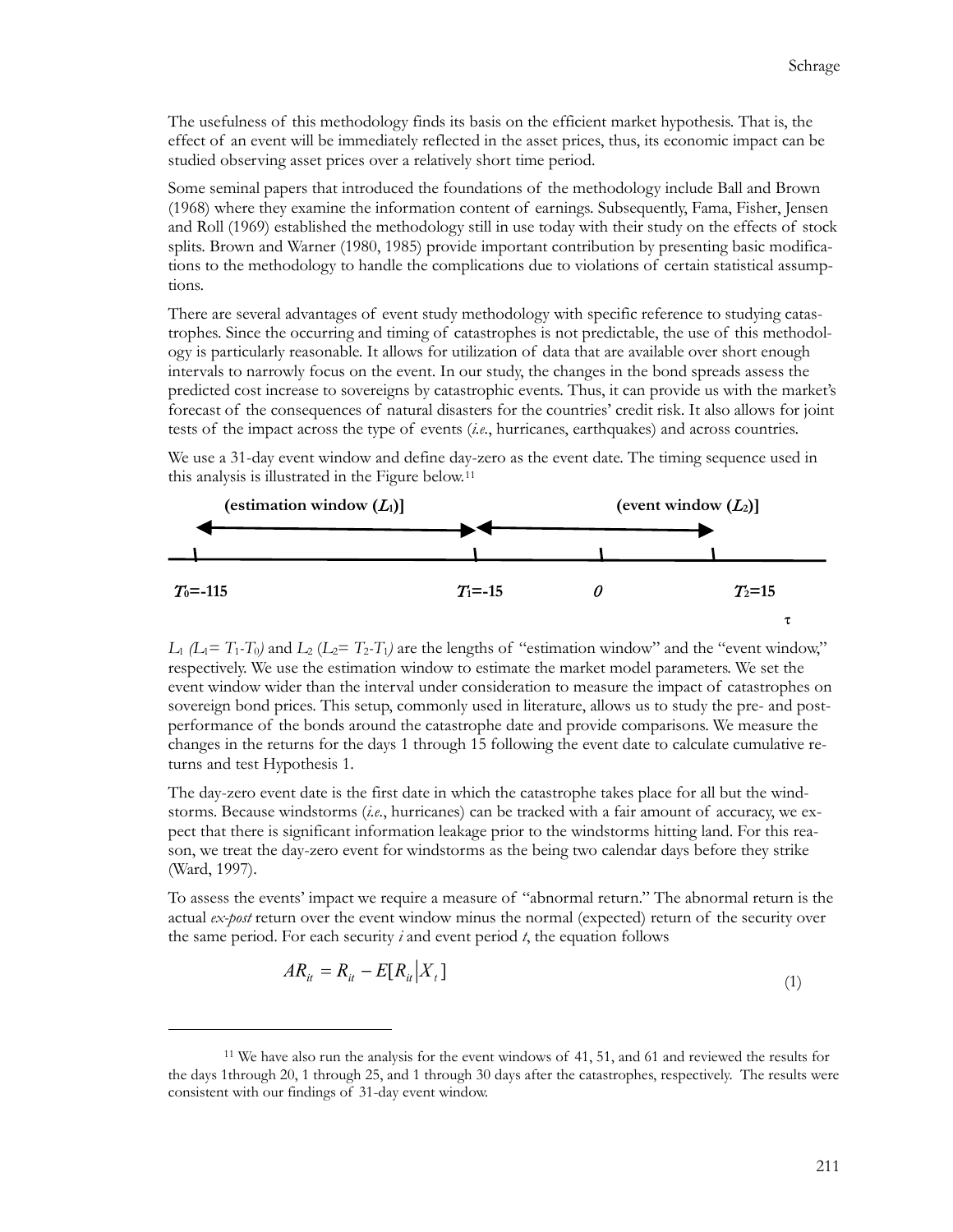The usefulness of this methodology finds its basis on the efficient market hypothesis. That is, the effect of an event will be immediately reflected in the asset prices, thus, its economic impact can be studied observing asset prices over a relatively short time period.

Some seminal papers that introduced the foundations of the methodology include Ball and Brown (1968) where they examine the information content of earnings. Subsequently, Fama, Fisher, Jensen and Roll (1969) established the methodology still in use today with their study on the effects of stock splits. Brown and Warner (1980, 1985) provide important contribution by presenting basic modifications to the methodology to handle the complications due to violations of certain statistical assumptions.

There are several advantages of event study methodology with specific reference to studying catastrophes. Since the occurring and timing of catastrophes is not predictable, the use of this methodology is particularly reasonable. It allows for utilization of data that are available over short enough intervals to narrowly focus on the event. In our study, the changes in the bond spreads assess the predicted cost increase to sovereigns by catastrophic events. Thus, it can provide us with the market's forecast of the consequences of natural disasters for the countries' credit risk. It also allows for joint tests of the impact across the type of events (*i.e.*, hurricanes, earthquakes) and across countries.

We use a 31-day event window and define day-zero as the event date. The timing sequence used in this analysis is illustrated in the Figure below.[11]

**(estimation window ($L_1$)]** ← → **(event window ($L_2$)]**

$T_0$=-115 — $T_1$=-15 — $0$ — $T_2$=15 — $\tau$

$L_1$ ($L_1 = T_1 - T_0$) and $L_2$ ($L_2 = T_2 - T_1$) are the lengths of "estimation window" and the "event window," respectively. We use the estimation window to estimate the market model parameters. We set the event window wider than the interval under consideration to measure the impact of catastrophes on sovereign bond prices. This setup, commonly used in literature, allows us to study the pre- and post-performance of the bonds around the catastrophe date and provide comparisons. We measure the changes in the returns for the days 1 through 15 following the event date to calculate cumulative returns and test Hypothesis 1.

The day-zero event date is the first date in which the catastrophe takes place for all but the windstorms. Because windstorms (*i.e.*, hurricanes) can be tracked with a fair amount of accuracy, we expect that there is significant information leakage prior to the windstorms hitting land. For this reason, we treat the day-zero event for windstorms as the being two calendar days before they strike (Ward, 1997).

To assess the events' impact we require a measure of "abnormal return." The abnormal return is the actual *ex-post* return over the event window minus the normal (expected) return of the security over the same period. For each security $i$ and event period $t$, the equation follows

$$AR_{it} = R_{it} - E[R_{it} | X_t] \tag{1}$$

[11] We have also run the analysis for the event windows of 41, 51, and 61 and reviewed the results for the days 1through 20, 1 through 25, and 1 through 30 days after the catastrophes, respectively. The results were consistent with our findings of 31-day event window.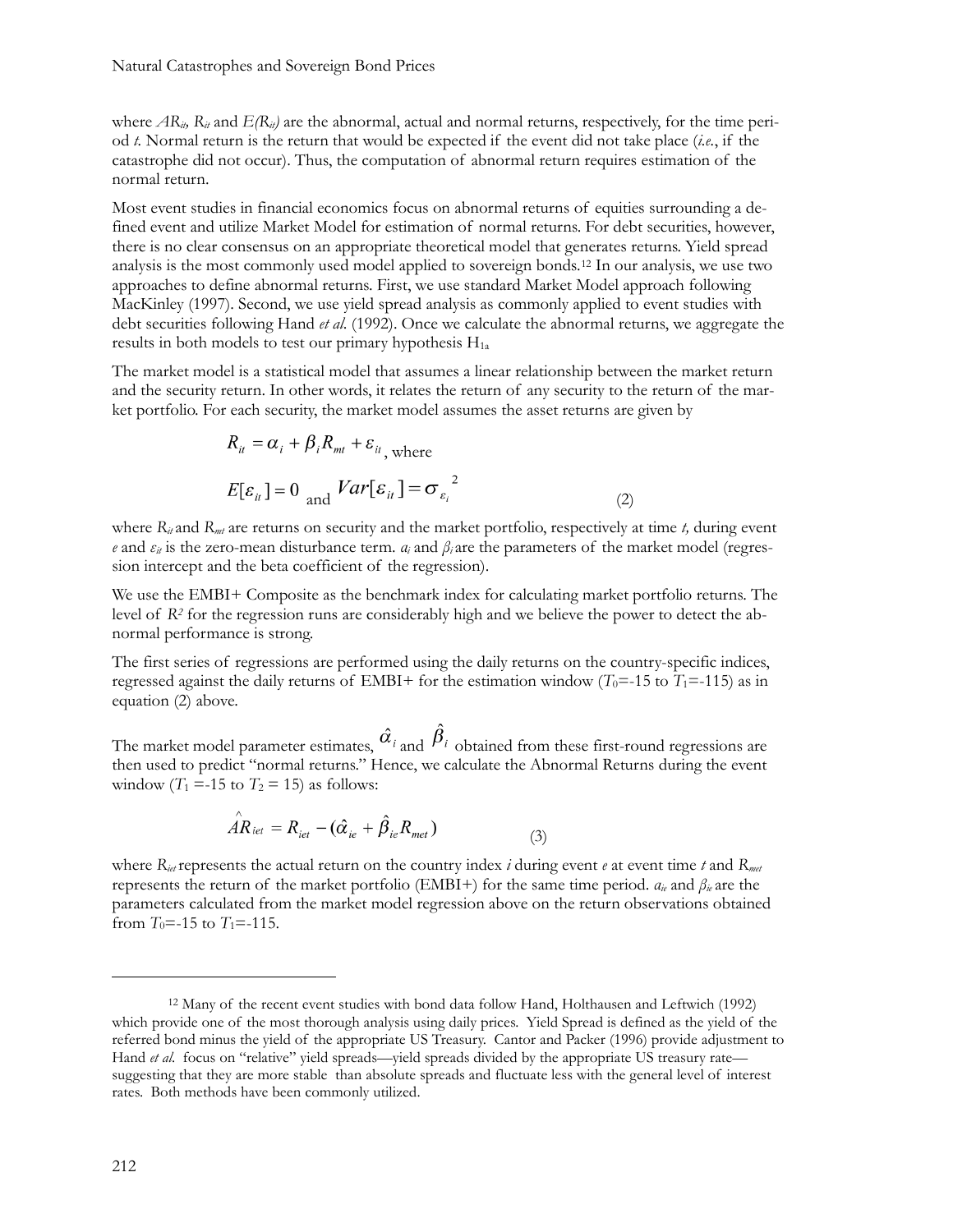where $AR_{it}$, $R_{it}$ and $E(R_{it})$ are the abnormal, actual and normal returns, respectively, for the time period $t$. Normal return is the return that would be expected if the event did not take place (*i.e.*, if the catastrophe did not occur). Thus, the computation of abnormal return requires estimation of the normal return.

Most event studies in financial economics focus on abnormal returns of equities surrounding a defined event and utilize Market Model for estimation of normal returns. For debt securities, however, there is no clear consensus on an appropriate theoretical model that generates returns. Yield spread analysis is the most commonly used model applied to sovereign bonds.[12] In our analysis, we use two approaches to define abnormal returns. First, we use standard Market Model approach following MacKinley (1997). Second, we use yield spread analysis as commonly applied to event studies with debt securities following Hand *et al.* (1992). Once we calculate the abnormal returns, we aggregate the results in both models to test our primary hypothesis $H_{1a}$

The market model is a statistical model that assumes a linear relationship between the market return and the security return. In other words, it relates the return of any security to the return of the market portfolio. For each security, the market model assumes the asset returns are given by

$$R_{it} = \alpha_i + \beta_i R_{mt} + \varepsilon_{it}, \text{ where}$$

$$E[\varepsilon_{it}] = 0 \text{ and } Var[\varepsilon_{it}] = \sigma_{\varepsilon_i}^{\ 2} \quad (2)$$

where $R_{it}$ and $R_{mt}$ are returns on security and the market portfolio, respectively at time $t$, during event $e$ and $\varepsilon_{it}$ is the zero-mean disturbance term. $a_i$ and $\beta_i$ are the parameters of the market model (regression intercept and the beta coefficient of the regression).

We use the EMBI+ Composite as the benchmark index for calculating market portfolio returns. The level of $R^2$ for the regression runs are considerably high and we believe the power to detect the abnormal performance is strong.

The first series of regressions are performed using the daily returns on the country-specific indices, regressed against the daily returns of EMBI+ for the estimation window ($T_0$=-15 to $T_1$=-115) as in equation (2) above.

The market model parameter estimates, $\hat{\alpha}_i$ and $\hat{\beta}_i$ obtained from these first-round regressions are then used to predict "normal returns." Hence, we calculate the Abnormal Returns during the event window ($T_1$ =-15 to $T_2$ = 15) as follows:

$$\hat{AR}_{iet} = R_{iet} - (\hat{\alpha}_{ie} + \hat{\beta}_{ie} R_{met}) \quad (3)$$

where $R_{iet}$ represents the actual return on the country index $i$ during event $e$ at event time $t$ and $R_{met}$ represents the return of the market portfolio (EMBI+) for the same time period. $a_{ie}$ and $\beta_{ie}$ are the parameters calculated from the market model regression above on the return observations obtained from $T_0$=-15 to $T_1$=-115.

---

[12] Many of the recent event studies with bond data follow Hand, Holthausen and Leftwich (1992) which provide one of the most thorough analysis using daily prices. Yield Spread is defined as the yield of the referred bond minus the yield of the appropriate US Treasury. Cantor and Packer (1996) provide adjustment to Hand *et al.* focus on "relative" yield spreads—yield spreads divided by the appropriate US treasury rate—suggesting that they are more stable than absolute spreads and fluctuate less with the general level of interest rates. Both methods have been commonly utilized.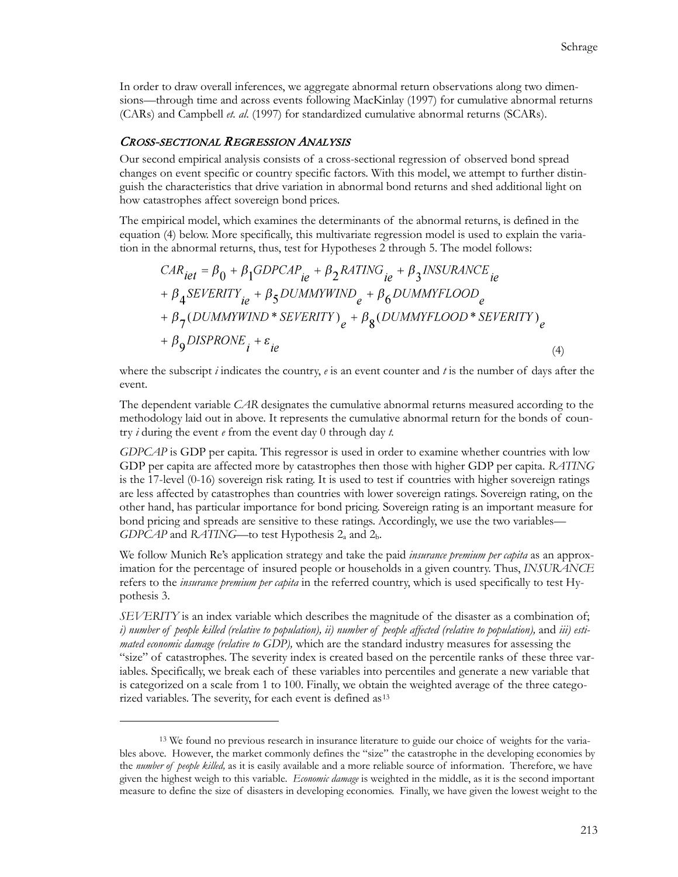In order to draw overall inferences, we aggregate abnormal return observations along two dimensions—through time and across events following MacKinlay (1997) for cumulative abnormal returns (CARs) and Campbell *et. al.* (1997) for standardized cumulative abnormal returns (SCARs).

### *Cross-sectional Regression Analysis*

Our second empirical analysis consists of a cross-sectional regression of observed bond spread changes on event specific or country specific factors. With this model, we attempt to further distinguish the characteristics that drive variation in abnormal bond returns and shed additional light on how catastrophes affect sovereign bond prices.

The empirical model, which examines the determinants of the abnormal returns, is defined in the equation (4) below. More specifically, this multivariate regression model is used to explain the variation in the abnormal returns, thus, test for Hypotheses 2 through 5. The model follows:

$$
\begin{aligned}
CAR_{iet} &= \beta_0 + \beta_1 GDPCAP_{ie} + \beta_2 RATING_{ie} + \beta_3 INSURANCE_{ie} \\
&+ \beta_4 SEVERITY_{ie} + \beta_5 DUMMYWIND_e + \beta_6 DUMMYFLOOD_e \\
&+ \beta_7 (DUMMYWIND * SEVERITY)_e + \beta_8 (DUMMYFLOOD * SEVERITY)_e \\
&+ \beta_9 DISPRONE_i + \varepsilon_{ie}
\end{aligned}
\tag{4}
$$

where the subscript *i* indicates the country, *e* is an event counter and *t* is the number of days after the event.

The dependent variable *CAR* designates the cumulative abnormal returns measured according to the methodology laid out in above. It represents the cumulative abnormal return for the bonds of country *i* during the event *e* from the event day 0 through day *t*.

*GDPCAP* is GDP per capita. This regressor is used in order to examine whether countries with low GDP per capita are affected more by catastrophes then those with higher GDP per capita. *RATING* is the 17-level (0-16) sovereign risk rating. It is used to test if countries with higher sovereign ratings are less affected by catastrophes than countries with lower sovereign ratings. Sovereign rating, on the other hand, has particular importance for bond pricing. Sovereign rating is an important measure for bond pricing and spreads are sensitive to these ratings. Accordingly, we use the two variables—*GDPCAP* and *RATING*—to test Hypothesis $2_a$ and $2_b$.

We follow Munich Re's application strategy and take the paid *insurance premium per capita* as an approximation for the percentage of insured people or households in a given country. Thus, *INSURANCE* refers to the *insurance premium per capita* in the referred country, which is used specifically to test Hypothesis 3.

*SEVERITY* is an index variable which describes the magnitude of the disaster as a combination of; *i) number of people killed (relative to population), ii) number of people affected (relative to population),* and *iii) estimated economic damage (relative to GDP),* which are the standard industry measures for assessing the "size" of catastrophes. The severity index is created based on the percentile ranks of these three variables. Specifically, we break each of these variables into percentiles and generate a new variable that is categorized on a scale from 1 to 100. Finally, we obtain the weighted average of the three categorized variables. The severity, for each event is defined as[13]

---

[13] We found no previous research in insurance literature to guide our choice of weights for the variables above. However, the market commonly defines the "size" the catastrophe in the developing economies by the *number of people killed,* as it is easily available and a more reliable source of information. Therefore, we have given the highest weigh to this variable. *Economic damage* is weighted in the middle, as it is the second important measure to define the size of disasters in developing economies. Finally, we have given the lowest weight to the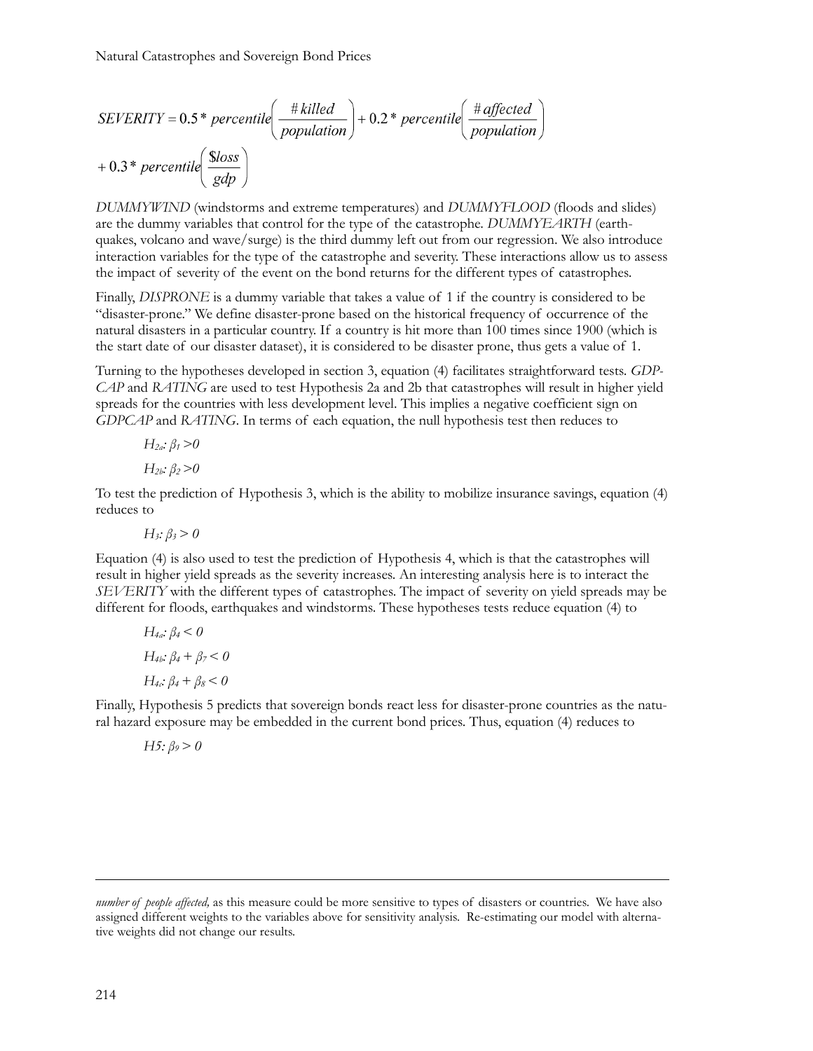$$SEVERITY = 0.5 * percentile\left(\frac{\#killed}{population}\right) + 0.2 * percentile\left(\frac{\#affected}{population}\right)$$
$$+ 0.3 * percentile\left(\frac{\$loss}{gdp}\right)$$

*DUMMYWIND* (windstorms and extreme temperatures) and *DUMMYFLOOD* (floods and slides) are the dummy variables that control for the type of the catastrophe. *DUMMYEARTH* (earthquakes, volcano and wave/surge) is the third dummy left out from our regression. We also introduce interaction variables for the type of the catastrophe and severity. These interactions allow us to assess the impact of severity of the event on the bond returns for the different types of catastrophes.

Finally, *DISPRONE* is a dummy variable that takes a value of 1 if the country is considered to be "disaster-prone." We define disaster-prone based on the historical frequency of occurrence of the natural disasters in a particular country. If a country is hit more than 100 times since 1900 (which is the start date of our disaster dataset), it is considered to be disaster prone, thus gets a value of 1.

Turning to the hypotheses developed in section 3, equation (4) facilitates straightforward tests. *GDPCAP* and *RATING* are used to test Hypothesis 2a and 2b that catastrophes will result in higher yield spreads for the countries with less development level. This implies a negative coefficient sign on *GDPCAP* and *RATING*. In terms of each equation, the null hypothesis test then reduces to

$H_{2a}$: $\beta_1 > 0$

$H_{2b}$: $\beta_2 > 0$

To test the prediction of Hypothesis 3, which is the ability to mobilize insurance savings, equation (4) reduces to

$H_3$: $\beta_3 > 0$

Equation (4) is also used to test the prediction of Hypothesis 4, which is that the catastrophes will result in higher yield spreads as the severity increases. An interesting analysis here is to interact the *SEVERITY* with the different types of catastrophes. The impact of severity on yield spreads may be different for floods, earthquakes and windstorms. These hypotheses tests reduce equation (4) to

$H_{4a}$: $\beta_4 < 0$

$H_{4b}$: $\beta_4 + \beta_7 < 0$

$H_{4c}$: $\beta_4 + \beta_8 < 0$

Finally, Hypothesis 5 predicts that sovereign bonds react less for disaster-prone countries as the natural hazard exposure may be embedded in the current bond prices. Thus, equation (4) reduces to

$H5$: $\beta_9 > 0$

---

*number of people affected,* as this measure could be more sensitive to types of disasters or countries. We have also assigned different weights to the variables above for sensitivity analysis. Re-estimating our model with alternative weights did not change our results.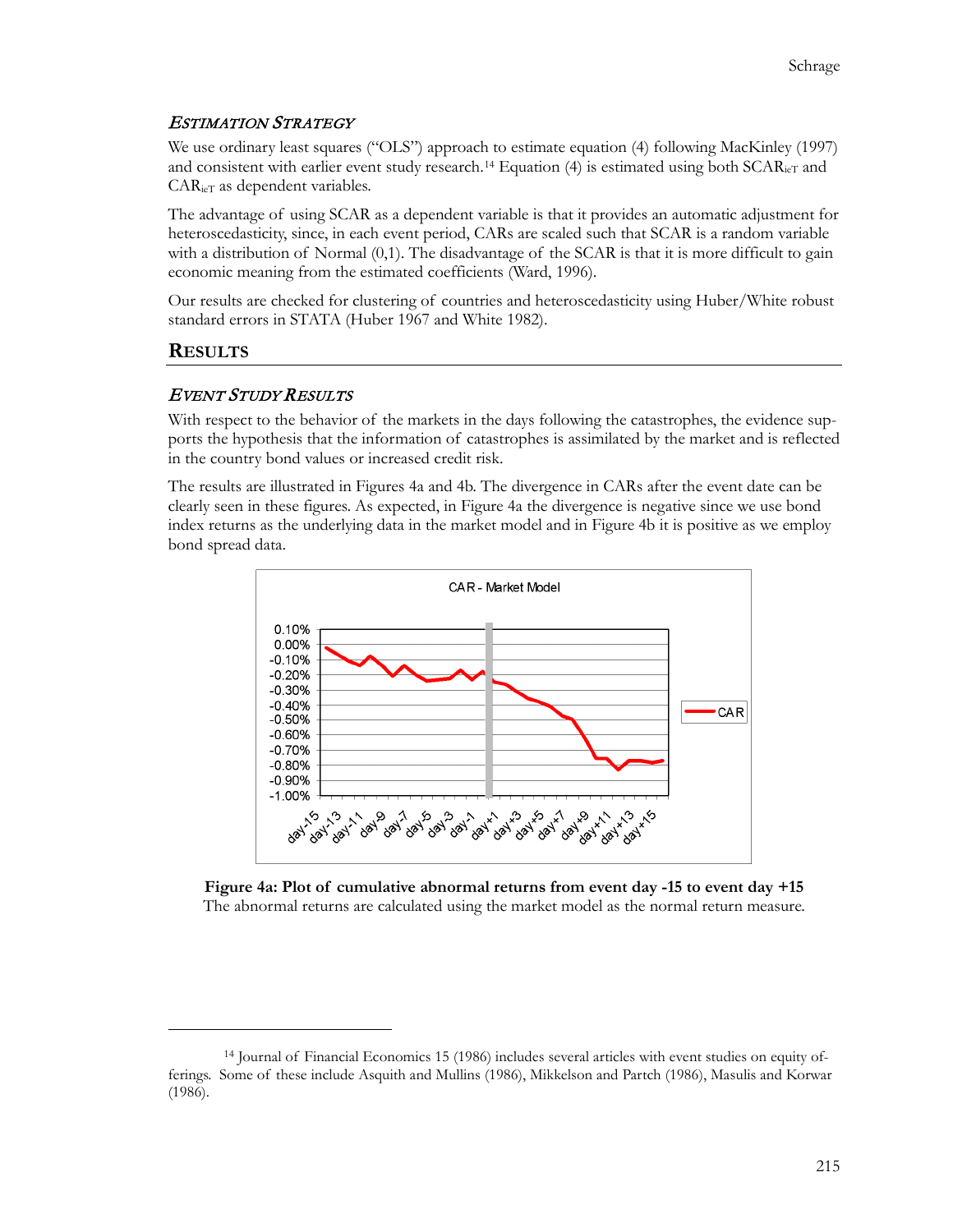### *Estimation Strategy*

We use ordinary least squares ("OLS") approach to estimate equation (4) following MacKinley (1997) and consistent with earlier event study research.[14] Equation (4) is estimated using both $SCAR_{icT}$ and $CAR_{icT}$ as dependent variables.

The advantage of using SCAR as a dependent variable is that it provides an automatic adjustment for heteroscedasticity, since, in each event period, CARs are scaled such that SCAR is a random variable with a distribution of Normal (0,1). The disadvantage of the SCAR is that it is more difficult to gain economic meaning from the estimated coefficients (Ward, 1996).

Our results are checked for clustering of countries and heteroscedasticity using Huber/White robust standard errors in STATA (Huber 1967 and White 1982).

## Results

### *Event Study Results*

With respect to the behavior of the markets in the days following the catastrophes, the evidence supports the hypothesis that the information of catastrophes is assimilated by the market and is reflected in the country bond values or increased credit risk.

The results are illustrated in Figures 4a and 4b. The divergence in CARs after the event date can be clearly seen in these figures. As expected, in Figure 4a the divergence is negative since we use bond index returns as the underlying data in the market model and in Figure 4b it is positive as we employ bond spread data.

**Figure 4a: Plot of cumulative abnormal returns from event day -15 to event day +15**
The abnormal returns are calculated using the market model as the normal return measure.

---

[14] Journal of Financial Economics 15 (1986) includes several articles with event studies on equity offerings. Some of these include Asquith and Mullins (1986), Mikkelson and Partch (1986), Masulis and Korwar (1986).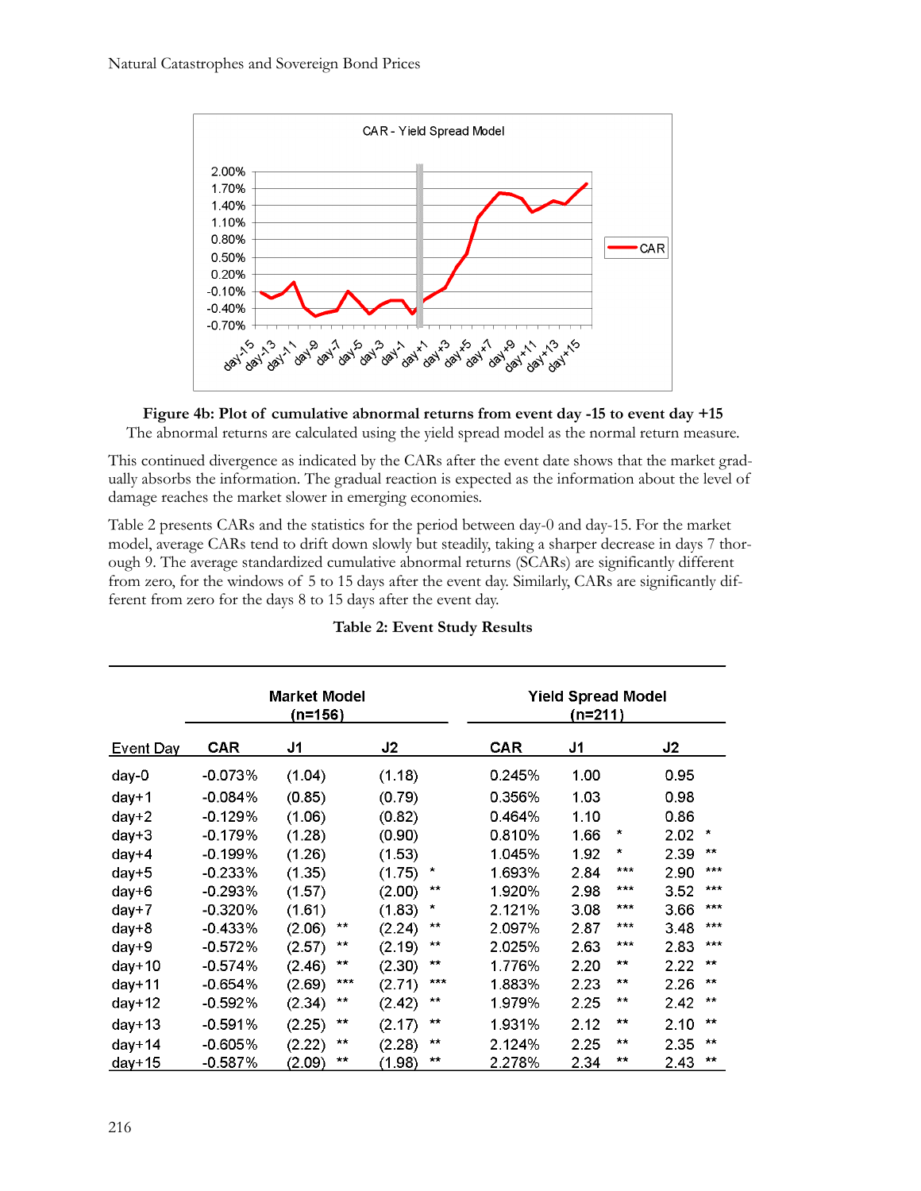**Figure 4b: Plot of cumulative abnormal returns from event day -15 to event day +15**
The abnormal returns are calculated using the yield spread model as the normal return measure.

This continued divergence as indicated by the CARs after the event date shows that the market gradually absorbs the information. The gradual reaction is expected as the information about the level of damage reaches the market slower in emerging economies.

Table 2 presents CARs and the statistics for the period between day-0 and day-15. For the market model, average CARs tend to drift down slowly but steadily, taking a sharper decrease in days 7 thorough 9. The average standardized cumulative abnormal returns (SCARs) are significantly different from zero, for the windows of 5 to 15 days after the event day. Similarly, CARs are significantly different from zero for the days 8 to 15 days after the event day.

**Table 2: Event Study Results**

| | Market Model (n=156) | | | Yield Spread Model (n=211) | | |
|---|---|---|---|---|---|---|
| Event Day | CAR | J1 | J2 | CAR | J1 | J2 |
| day-0 | -0.073% | (1.04) | (1.18) | 0.245% | 1.00 | 0.95 |
| day+1 | -0.084% | (0.85) | (0.79) | 0.356% | 1.03 | 0.98 |
| day+2 | -0.129% | (1.06) | (0.82) | 0.464% | 1.10 | 0.86 |
| day+3 | -0.179% | (1.28) | (0.90) | 0.810% | 1.66 * | 2.02 * |
| day+4 | -0.199% | (1.26) | (1.53) | 1.045% | 1.92 * | 2.39 ** |
| day+5 | -0.233% | (1.35) | (1.75) * | 1.693% | 2.84 *** | 2.90 *** |
| day+6 | -0.293% | (1.57) | (2.00) ** | 1.920% | 2.98 *** | 3.52 *** |
| day+7 | -0.320% | (1.61) | (1.83) * | 2.121% | 3.08 *** | 3.66 *** |
| day+8 | -0.433% | (2.06) ** | (2.24) ** | 2.097% | 2.87 *** | 3.48 *** |
| day+9 | -0.572% | (2.57) ** | (2.19) ** | 2.025% | 2.63 *** | 2.83 *** |
| day+10 | -0.574% | (2.46) ** | (2.30) ** | 1.776% | 2.20 ** | 2.22 ** |
| day+11 | -0.654% | (2.69) *** | (2.71) *** | 1.883% | 2.23 ** | 2.26 ** |
| day+12 | -0.592% | (2.34) ** | (2.42) ** | 1.979% | 2.25 ** | 2.42 ** |
| day+13 | -0.591% | (2.25) ** | (2.17) ** | 1.931% | 2.12 ** | 2.10 ** |
| day+14 | -0.605% | (2.22) ** | (2.28) ** | 2.124% | 2.25 ** | 2.35 ** |
| day+15 | -0.587% | (2.09) ** | (1.98) ** | 2.278% | 2.34 ** | 2.43 ** |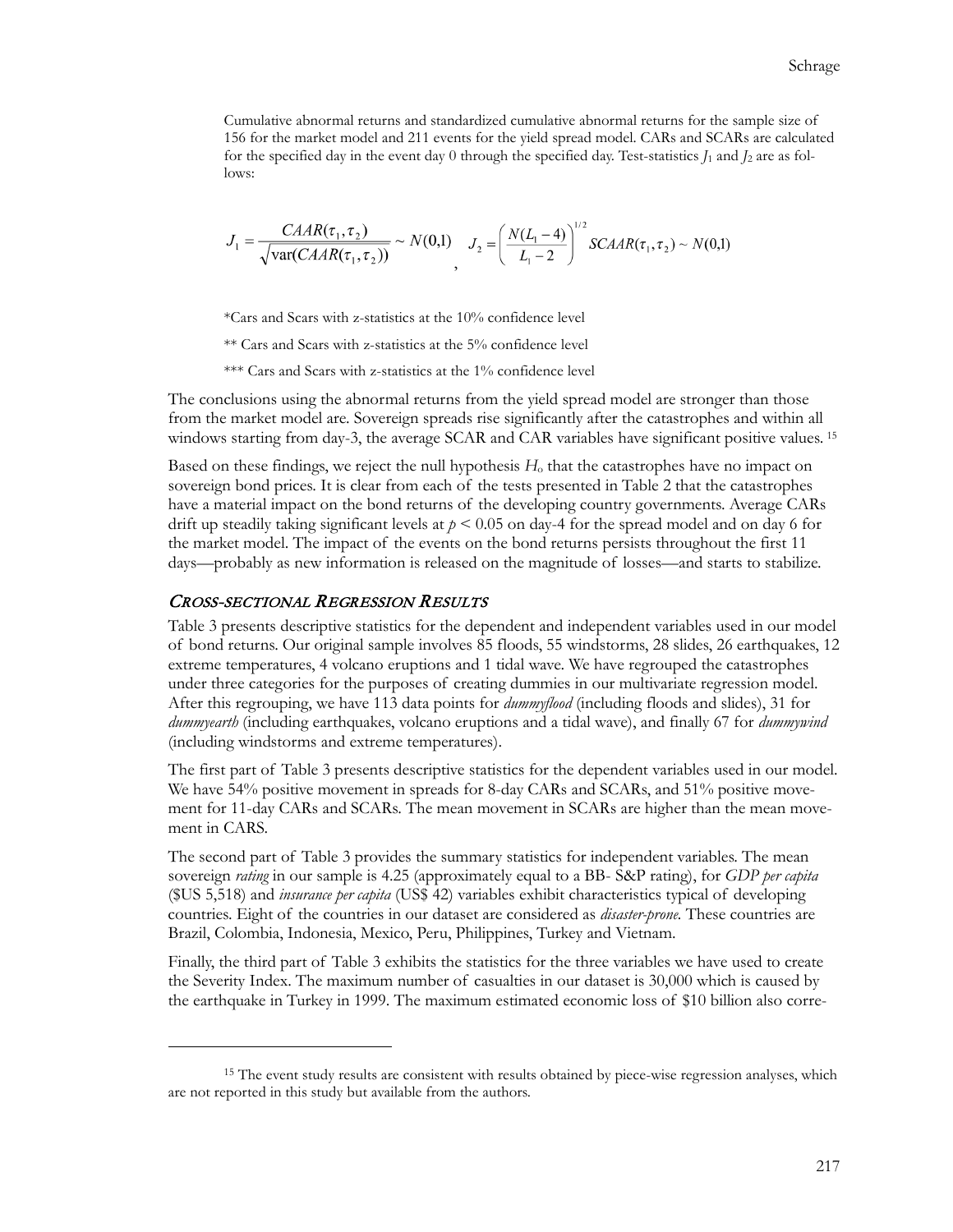Cumulative abnormal returns and standardized cumulative abnormal returns for the sample size of 156 for the market model and 211 events for the yield spread model. CARs and SCARs are calculated for the specified day in the event day 0 through the specified day. Test-statistics $J_1$ and $J_2$ are as follows:

$$J_1 = \frac{CAAR(\tau_1,\tau_2)}{\sqrt{\text{var}(CAAR(\tau_1,\tau_2))}} \sim N(0,1) \quad , \quad J_2 = \left(\frac{N(L_1-4)}{L_1-2}\right)^{1/2} SCAAR(\tau_1,\tau_2) \sim N(0,1)$$

*Cars and Scars with z-statistics at the 10% confidence level

** Cars and Scars with z-statistics at the 5% confidence level

*** Cars and Scars with z-statistics at the 1% confidence level

The conclusions using the abnormal returns from the yield spread model are stronger than those from the market model are. Sovereign spreads rise significantly after the catastrophes and within all windows starting from day-3, the average SCAR and CAR variables have significant positive values. [15]

Based on these findings, we reject the null hypothesis $H_o$ that the catastrophes have no impact on sovereign bond prices. It is clear from each of the tests presented in Table 2 that the catastrophes have a material impact on the bond returns of the developing country governments. Average CARs drift up steadily taking significant levels at $p < 0.05$ on day-4 for the spread model and on day 6 for the market model. The impact of the events on the bond returns persists throughout the first 11 days—probably as new information is released on the magnitude of losses—and starts to stabilize.

## *Cross-sectional Regression Results*

Table 3 presents descriptive statistics for the dependent and independent variables used in our model of bond returns. Our original sample involves 85 floods, 55 windstorms, 28 slides, 26 earthquakes, 12 extreme temperatures, 4 volcano eruptions and 1 tidal wave. We have regrouped the catastrophes under three categories for the purposes of creating dummies in our multivariate regression model. After this regrouping, we have 113 data points for *dummyflood* (including floods and slides), 31 for *dummyearth* (including earthquakes, volcano eruptions and a tidal wave), and finally 67 for *dummywind* (including windstorms and extreme temperatures).

The first part of Table 3 presents descriptive statistics for the dependent variables used in our model. We have 54% positive movement in spreads for 8-day CARs and SCARs, and 51% positive movement for 11-day CARs and SCARs. The mean movement in SCARs are higher than the mean movement in CARS.

The second part of Table 3 provides the summary statistics for independent variables. The mean sovereign *rating* in our sample is 4.25 (approximately equal to a BB- S&P rating), for *GDP per capita* ($US 5,518) and *insurance per capita* (US$ 42) variables exhibit characteristics typical of developing countries. Eight of the countries in our dataset are considered as *disaster-prone*. These countries are Brazil, Colombia, Indonesia, Mexico, Peru, Philippines, Turkey and Vietnam.

Finally, the third part of Table 3 exhibits the statistics for the three variables we have used to create the Severity Index. The maximum number of casualties in our dataset is 30,000 which is caused by the earthquake in Turkey in 1999. The maximum estimated economic loss of $10 billion also corre-

---

[15] The event study results are consistent with results obtained by piece-wise regression analyses, which are not reported in this study but available from the authors.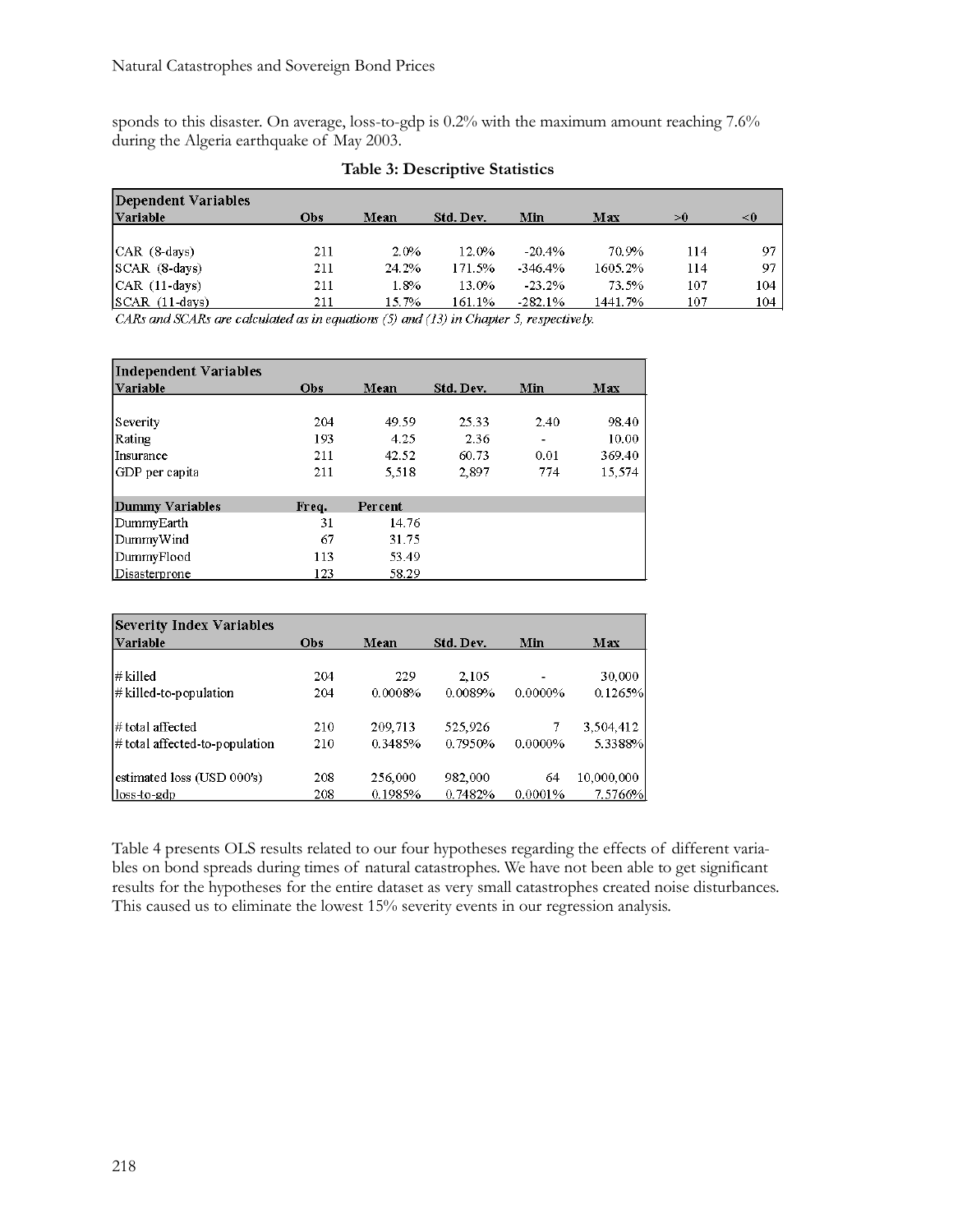sponds to this disaster. On average, loss-to-gdp is 0.2% with the maximum amount reaching 7.6% during the Algeria earthquake of May 2003.

**Table 3: Descriptive Statistics**

| **Dependent Variables** | | | | | | | |
|---|---|---|---|---|---|---|---|
| **Variable** | **Obs** | **Mean** | **Std. Dev.** | **Min** | **Max** | **>0** | **<0** |
| CAR (8-days) | 211 | 2.0% | 12.0% | -20.4% | 70.9% | 114 | 97 |
| SCAR (8-days) | 211 | 24.2% | 171.5% | -346.4% | 1605.2% | 114 | 97 |
| CAR (11-days) | 211 | 1.8% | 13.0% | -23.2% | 73.5% | 107 | 104 |
| SCAR (11-days) | 211 | 15.7% | 161.1% | -282.1% | 1441.7% | 107 | 104 |

*CARs and SCARs are calculated as in equations (5) and (13) in Chapter 5, respectively.*

| **Independent Variables** | | | | | |
|---|---|---|---|---|---|
| **Variable** | **Obs** | **Mean** | **Std. Dev.** | **Min** | **Max** |
| Severity | 204 | 49.59 | 25.33 | 2.40 | 98.40 |
| Rating | 193 | 4.25 | 2.36 | - | 10.00 |
| Insurance | 211 | 42.52 | 60.73 | 0.01 | 369.40 |
| GDP per capita | 211 | 5,518 | 2,897 | 774 | 15,574 |
| **Dummy Variables** | **Freq.** | **Percent** | | | |
| DummyEarth | 31 | 14.76 | | | |
| DummyWind | 67 | 31.75 | | | |
| DummyFlood | 113 | 53.49 | | | |
| Disasterprone | 123 | 58.29 | | | |

| **Severity Index Variables** | | | | | |
|---|---|---|---|---|---|
| **Variable** | **Obs** | **Mean** | **Std. Dev.** | **Min** | **Max** |
| # killed | 204 | 229 | 2,105 | - | 30,000 |
| # killed-to-population | 204 | 0.0008% | 0.0089% | 0.0000% | 0.1265% |
| # total affected | 210 | 209,713 | 525,926 | 7 | 3,504,412 |
| # total affected-to-population | 210 | 0.3485% | 0.7950% | 0.0000% | 5.3388% |
| estimated loss (USD 000's) | 208 | 256,000 | 982,000 | 64 | 10,000,000 |
| loss-to-gdp | 208 | 0.1985% | 0.7482% | 0.0001% | 7.5766% |

Table 4 presents OLS results related to our four hypotheses regarding the effects of different variables on bond spreads during times of natural catastrophes. We have not been able to get significant results for the hypotheses for the entire dataset as very small catastrophes created noise disturbances. This caused us to eliminate the lowest 15% severity events in our regression analysis.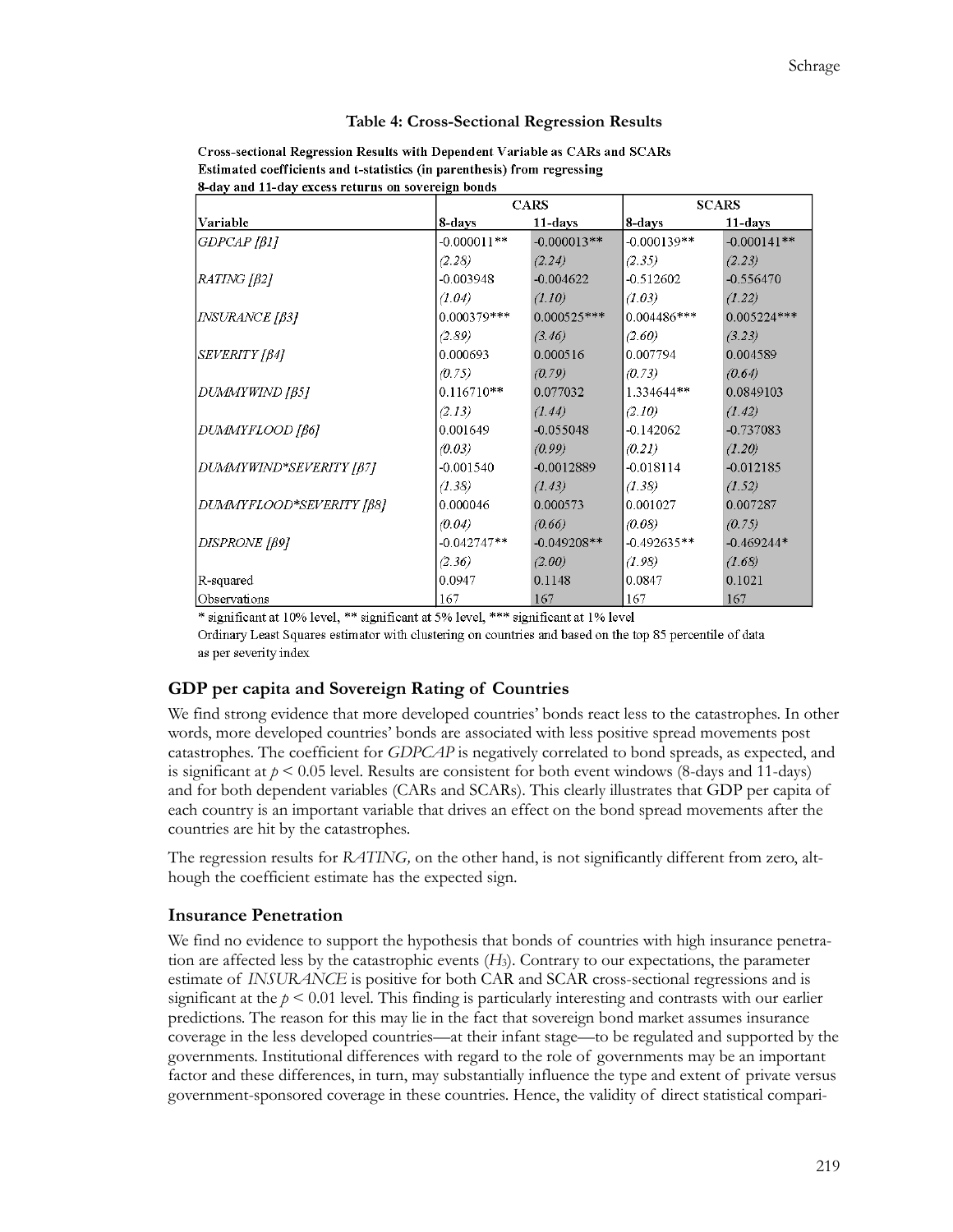**Table 4: Cross-Sectional Regression Results**

Cross-sectional Regression Results with Dependent Variable as CARs and SCARs
Estimated coefficients and t-statistics (in parenthesis) from regressing
8-day and 11-day excess returns on sovereign bonds

| | CARS | | SCARS | |
|---|---|---|---|---|
| Variable | 8-days | 11-days | 8-days | 11-days |
| *GDPCAP [β1]* | -0.000011** | -0.000013** | -0.000139** | -0.000141** |
| | *(2.28)* | *(2.24)* | *(2.35)* | *(2.23)* |
| *RATING [β2]* | -0.003948 | -0.004622 | -0.512602 | -0.556470 |
| | *(1.04)* | *(1.10)* | *(1.03)* | *(1.22)* |
| *INSURANCE [β3]* | 0.000379*** | 0.000525*** | 0.004486*** | 0.005224*** |
| | *(2.89)* | *(3.46)* | *(2.60)* | *(3.23)* |
| *SEVERITY [β4]* | 0.000693 | 0.000516 | 0.007794 | 0.004589 |
| | *(0.75)* | *(0.79)* | *(0.73)* | *(0.64)* |
| *DUMMYWIND [β5]* | 0.116710** | 0.077032 | 1.334644** | 0.0849103 |
| | *(2.13)* | *(1.44)* | *(2.10)* | *(1.42)* |
| *DUMMYFLOOD [β6]* | 0.001649 | -0.055048 | -0.142062 | -0.737083 |
| | *(0.03)* | *(0.99)* | *(0.21)* | *(1.20)* |
| *DUMMYWIND\*SEVERITY [β7]* | -0.001540 | -0.0012889 | -0.018114 | -0.012185 |
| | *(1.38)* | *(1.43)* | *(1.38)* | *(1.52)* |
| *DUMMYFLOOD\*SEVERITY [β8]* | 0.000046 | 0.000573 | 0.001027 | 0.007287 |
| | *(0.04)* | *(0.66)* | *(0.08)* | *(0.75)* |
| *DISPRONE [β9]* | -0.042747** | -0.049208** | -0.492635** | -0.469244* |
| | *(2.36)* | *(2.00)* | *(1.98)* | *(1.68)* |
| R-squared | 0.0947 | 0.1148 | 0.0847 | 0.1021 |
| Observations | 167 | 167 | 167 | 167 |

\* significant at 10% level, ** significant at 5% level, *** significant at 1% level

Ordinary Least Squares estimator with clustering on countries and based on the top 85 percentile of data as per severity index

### GDP per capita and Sovereign Rating of Countries

We find strong evidence that more developed countries' bonds react less to the catastrophes. In other words, more developed countries' bonds are associated with less positive spread movements post catastrophes. The coefficient for *GDPCAP* is negatively correlated to bond spreads, as expected, and is significant at $p < 0.05$ level. Results are consistent for both event windows (8-days and 11-days) and for both dependent variables (CARs and SCARs). This clearly illustrates that GDP per capita of each country is an important variable that drives an effect on the bond spread movements after the countries are hit by the catastrophes.

The regression results for *RATING,* on the other hand, is not significantly different from zero, although the coefficient estimate has the expected sign.

### Insurance Penetration

We find no evidence to support the hypothesis that bonds of countries with high insurance penetration are affected less by the catastrophic events ($H_3$). Contrary to our expectations, the parameter estimate of *INSURANCE* is positive for both CAR and SCAR cross-sectional regressions and is significant at the $p < 0.01$ level. This finding is particularly interesting and contrasts with our earlier predictions. The reason for this may lie in the fact that sovereign bond market assumes insurance coverage in the less developed countries—at their infant stage—to be regulated and supported by the governments. Institutional differences with regard to the role of governments may be an important factor and these differences, in turn, may substantially influence the type and extent of private versus government-sponsored coverage in these countries. Hence, the validity of direct statistical compari-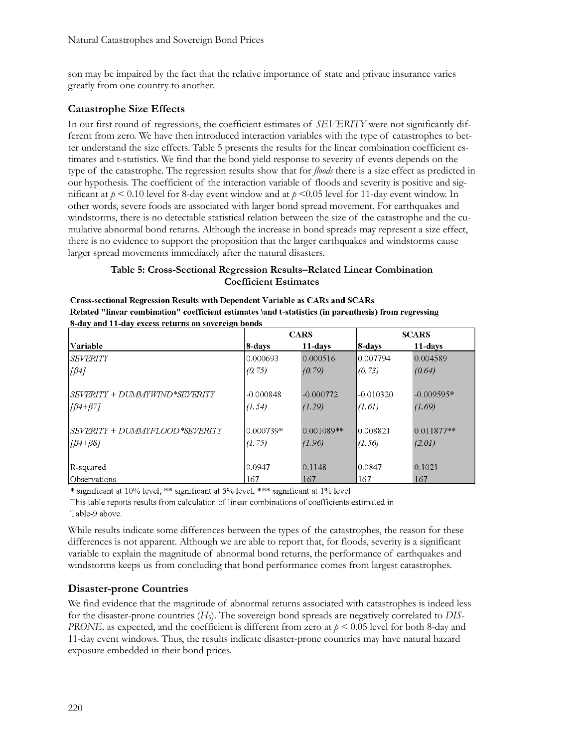son may be impaired by the fact that the relative importance of state and private insurance varies greatly from one country to another.

### Catastrophe Size Effects

In our first round of regressions, the coefficient estimates of *SEVERITY* were not significantly different from zero. We have then introduced interaction variables with the type of catastrophes to better understand the size effects. Table 5 presents the results for the linear combination coefficient estimates and t-statistics. We find that the bond yield response to severity of events depends on the type of the catastrophe. The regression results show that for *floods* there is a size effect as predicted in our hypothesis. The coefficient of the interaction variable of floods and severity is positive and significant at $p < 0.10$ level for 8-day event window and at $p < 0.05$ level for 11-day event window. In other words, severe foods are associated with larger bond spread movement. For earthquakes and windstorms, there is no detectable statistical relation between the size of the catastrophe and the cumulative abnormal bond returns. Although the increase in bond spreads may represent a size effect, there is no evidence to support the proposition that the larger earthquakes and windstorms cause larger spread movements immediately after the natural disasters.

**Table 5: Cross-Sectional Regression Results–Related Linear Combination Coefficient Estimates**

**Cross-sectional Regression Results with Dependent Variable as CARs and SCARs**
**Related "linear combination" coefficient estimates \and t-statistics (in parenthesis) from regressing 8-day and 11-day excess returns on sovereign bonds**

| | CARS | | SCARS | |
|---|---|---|---|---|
| Variable | 8-days | 11-days | 8-days | 11-days |
| *SEVERITY* | 0.000693 | 0.000516 | 0.007794 | 0.004589 |
| *[β4]* | *(0.75)* | *(0.79)* | *(0.73)* | *(0.64)* |
| *SEVERITY + DUMMYWIND\*SEVERITY* | -0.000848 | -0.000772 | -0.010320 | -0.009595* |
| *[β4+β7]* | *(1.54)* | *(1.29)* | *(1.61)* | *(1.69)* |
| *SEVERITY + DUMMYFLOOD\*SEVERITY* | 0.000739* | 0.001089** | 0.008821 | 0.011877** |
| *[β4+β8]* | *(1.75)* | *(1.96)* | *(1.56)* | *(2.01)* |
| R-squared | 0.0947 | 0.1148 | 0.0847 | 0.1021 |
| Observations | 167 | 167 | 167 | 167 |

\* significant at 10% level, ** significant at 5% level, *** significant at 1% level

This table reports results from calculation of linear combinations of coefficients estimated in Table-9 above.

While results indicate some differences between the types of the catastrophes, the reason for these differences is not apparent. Although we are able to report that, for floods, severity is a significant variable to explain the magnitude of abnormal bond returns, the performance of earthquakes and windstorms keeps us from concluding that bond performance comes from largest catastrophes.

### Disaster-prone Countries

We find evidence that the magnitude of abnormal returns associated with catastrophes is indeed less for the disaster-prone countries ($H_5$). The sovereign bond spreads are negatively correlated to *DISPRONE,* as expected, and the coefficient is different from zero at $p < 0.05$ level for both 8-day and 11-day event windows. Thus, the results indicate disaster-prone countries may have natural hazard exposure embedded in their bond prices.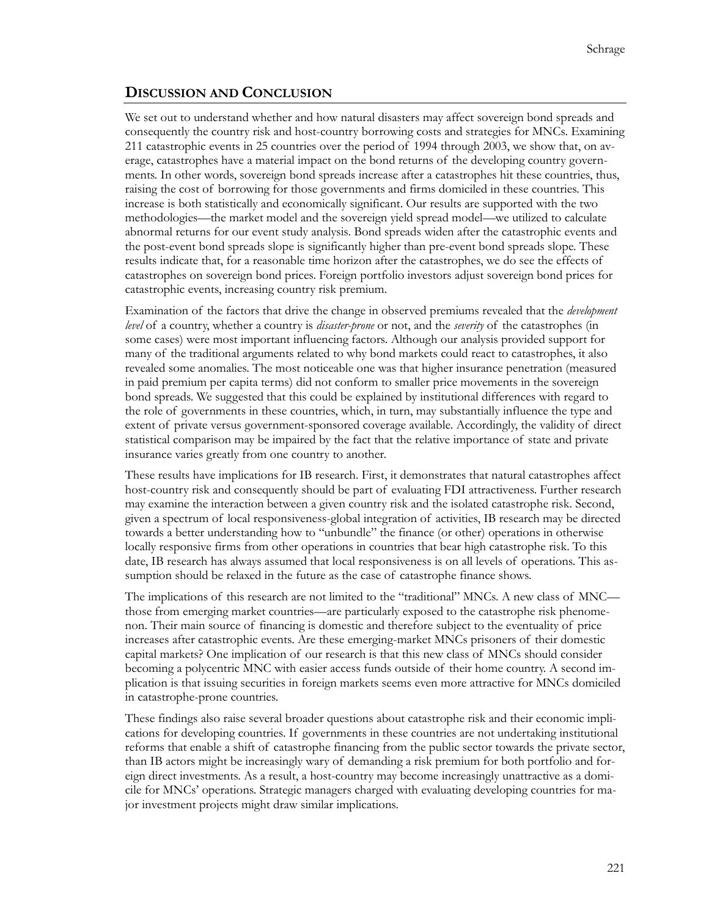## DISCUSSION AND CONCLUSION

We set out to understand whether and how natural disasters may affect sovereign bond spreads and consequently the country risk and host-country borrowing costs and strategies for MNCs. Examining 211 catastrophic events in 25 countries over the period of 1994 through 2003, we show that, on average, catastrophes have a material impact on the bond returns of the developing country governments. In other words, sovereign bond spreads increase after a catastrophes hit these countries, thus, raising the cost of borrowing for those governments and firms domiciled in these countries. This increase is both statistically and economically significant. Our results are supported with the two methodologies—the market model and the sovereign yield spread model—we utilized to calculate abnormal returns for our event study analysis. Bond spreads widen after the catastrophic events and the post-event bond spreads slope is significantly higher than pre-event bond spreads slope. These results indicate that, for a reasonable time horizon after the catastrophes, we do see the effects of catastrophes on sovereign bond prices. Foreign portfolio investors adjust sovereign bond prices for catastrophic events, increasing country risk premium.

Examination of the factors that drive the change in observed premiums revealed that the *development level* of a country, whether a country is *disaster-prone* or not, and the *severity* of the catastrophes (in some cases) were most important influencing factors. Although our analysis provided support for many of the traditional arguments related to why bond markets could react to catastrophes, it also revealed some anomalies. The most noticeable one was that higher insurance penetration (measured in paid premium per capita terms) did not conform to smaller price movements in the sovereign bond spreads. We suggested that this could be explained by institutional differences with regard to the role of governments in these countries, which, in turn, may substantially influence the type and extent of private versus government-sponsored coverage available. Accordingly, the validity of direct statistical comparison may be impaired by the fact that the relative importance of state and private insurance varies greatly from one country to another.

These results have implications for IB research. First, it demonstrates that natural catastrophes affect host-country risk and consequently should be part of evaluating FDI attractiveness. Further research may examine the interaction between a given country risk and the isolated catastrophe risk. Second, given a spectrum of local responsiveness-global integration of activities, IB research may be directed towards a better understanding how to "unbundle" the finance (or other) operations in otherwise locally responsive firms from other operations in countries that bear high catastrophe risk. To this date, IB research has always assumed that local responsiveness is on all levels of operations. This assumption should be relaxed in the future as the case of catastrophe finance shows.

The implications of this research are not limited to the "traditional" MNCs. A new class of MNC—those from emerging market countries—are particularly exposed to the catastrophe risk phenomenon. Their main source of financing is domestic and therefore subject to the eventuality of price increases after catastrophic events. Are these emerging-market MNCs prisoners of their domestic capital markets? One implication of our research is that this new class of MNCs should consider becoming a polycentric MNC with easier access funds outside of their home country. A second implication is that issuing securities in foreign markets seems even more attractive for MNCs domiciled in catastrophe-prone countries.

These findings also raise several broader questions about catastrophe risk and their economic implications for developing countries. If governments in these countries are not undertaking institutional reforms that enable a shift of catastrophe financing from the public sector towards the private sector, than IB actors might be increasingly wary of demanding a risk premium for both portfolio and foreign direct investments. As a result, a host-country may become increasingly unattractive as a domicile for MNCs' operations. Strategic managers charged with evaluating developing countries for major investment projects might draw similar implications.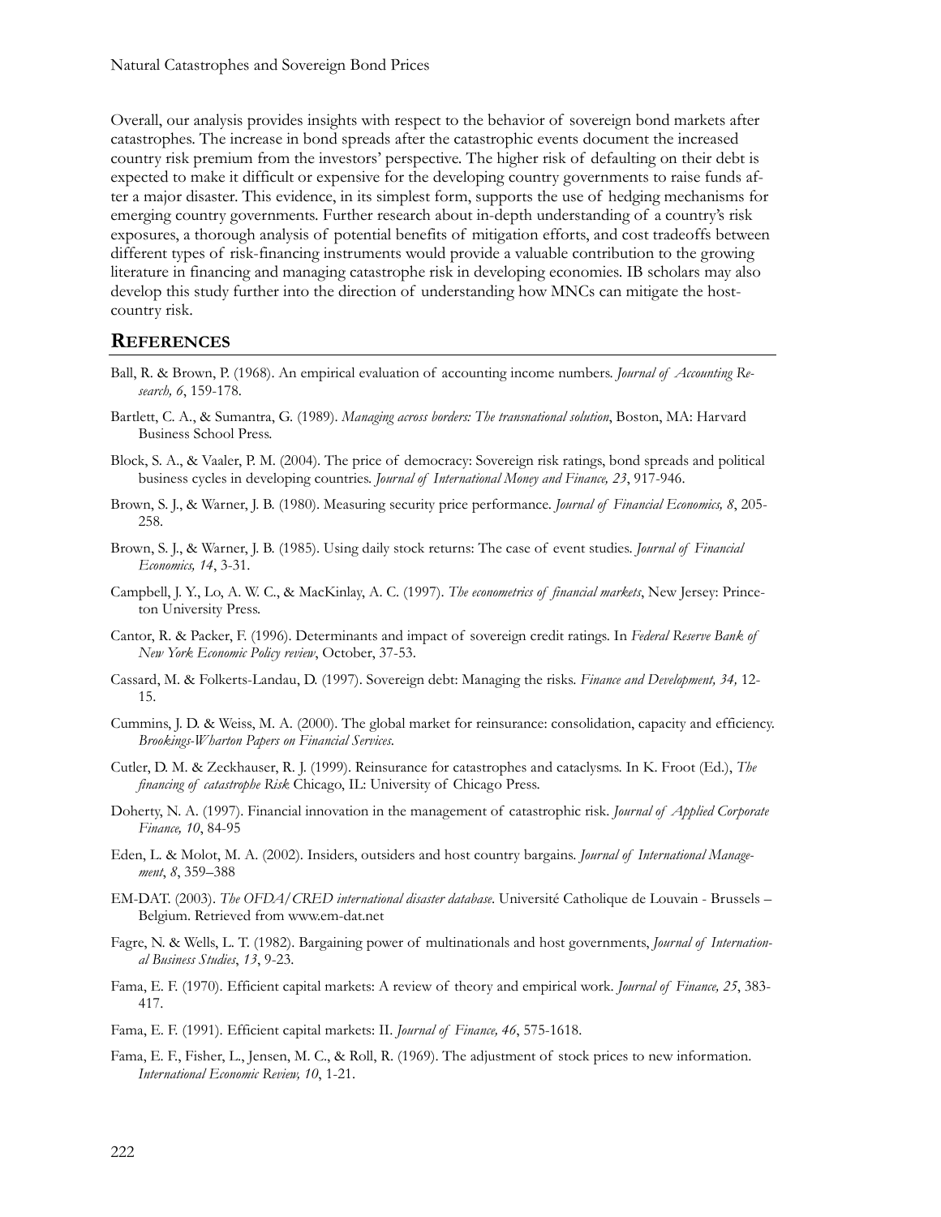Overall, our analysis provides insights with respect to the behavior of sovereign bond markets after catastrophes. The increase in bond spreads after the catastrophic events document the increased country risk premium from the investors' perspective. The higher risk of defaulting on their debt is expected to make it difficult or expensive for the developing country governments to raise funds after a major disaster. This evidence, in its simplest form, supports the use of hedging mechanisms for emerging country governments. Further research about in-depth understanding of a country's risk exposures, a thorough analysis of potential benefits of mitigation efforts, and cost tradeoffs between different types of risk-financing instruments would provide a valuable contribution to the growing literature in financing and managing catastrophe risk in developing economies. IB scholars may also develop this study further into the direction of understanding how MNCs can mitigate the host-country risk.

## References

Ball, R. & Brown, P. (1968). An empirical evaluation of accounting income numbers. *Journal of Accounting Research, 6*, 159-178.

Bartlett, C. A., & Sumantra, G. (1989). *Managing across borders: The transnational solution*, Boston, MA: Harvard Business School Press.

Block, S. A., & Vaaler, P. M. (2004). The price of democracy: Sovereign risk ratings, bond spreads and political business cycles in developing countries. *Journal of International Money and Finance, 23*, 917-946.

Brown, S. J., & Warner, J. B. (1980). Measuring security price performance. *Journal of Financial Economics, 8*, 205-258.

Brown, S. J., & Warner, J. B. (1985). Using daily stock returns: The case of event studies. *Journal of Financial Economics, 14*, 3-31.

Campbell, J. Y., Lo, A. W. C., & MacKinlay, A. C. (1997). *The econometrics of financial markets*, New Jersey: Princeton University Press.

Cantor, R. & Packer, F. (1996). Determinants and impact of sovereign credit ratings. In *Federal Reserve Bank of New York Economic Policy review*, October, 37-53.

Cassard, M. & Folkerts-Landau, D. (1997). Sovereign debt: Managing the risks. *Finance and Development, 34,* 12-15.

Cummins, J. D. & Weiss, M. A. (2000). The global market for reinsurance: consolidation, capacity and efficiency. *Brookings-Wharton Papers on Financial Services.*

Cutler, D. M. & Zeckhauser, R. J. (1999). Reinsurance for catastrophes and cataclysms. In K. Froot (Ed.), *The financing of catastrophe Risk.* Chicago, IL: University of Chicago Press.

Doherty, N. A. (1997). Financial innovation in the management of catastrophic risk. *Journal of Applied Corporate Finance, 10*, 84-95

Eden, L. & Molot, M. A. (2002). Insiders, outsiders and host country bargains. *Journal of International Management*, *8*, 359–388

EM-DAT. (2003). *The OFDA/CRED international disaster database*. Université Catholique de Louvain - Brussels – Belgium. Retrieved from www.em-dat.net

Fagre, N. & Wells, L. T. (1982). Bargaining power of multinationals and host governments, *Journal of International Business Studies*, *13*, 9-23.

Fama, E. F. (1970). Efficient capital markets: A review of theory and empirical work. *Journal of Finance, 25*, 383-417.

Fama, E. F. (1991). Efficient capital markets: II. *Journal of Finance, 46*, 575-1618.

Fama, E. F., Fisher, L., Jensen, M. C., & Roll, R. (1969). The adjustment of stock prices to new information. *International Economic Review, 10*, 1-21.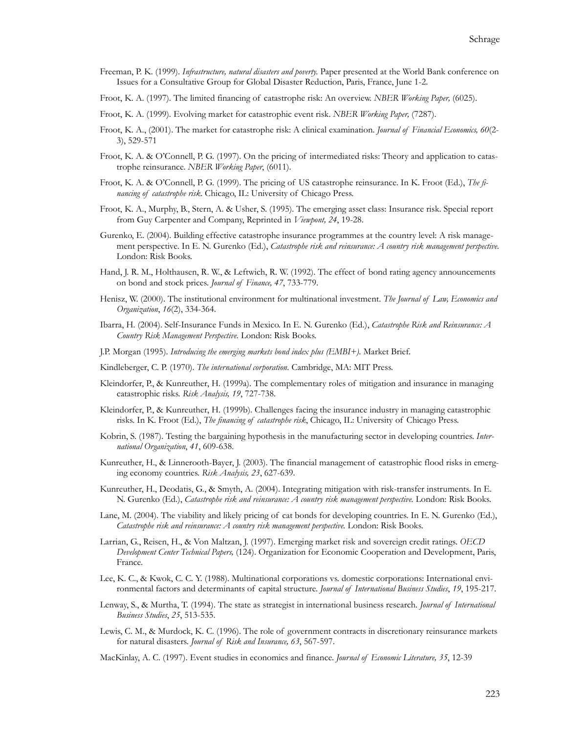Freeman, P. K. (1999). *Infrastructure, natural disasters and poverty.* Paper presented at the World Bank conference on Issues for a Consultative Group for Global Disaster Reduction, Paris, France, June 1-2.

Froot, K. A. (1997). The limited financing of catastrophe risk: An overview. *NBER Working Paper,* (6025).

Froot, K. A. (1999). Evolving market for catastrophic event risk. *NBER Working Paper,* (7287).

Froot, K. A., (2001). The market for catastrophe risk: A clinical examination. *Journal of Financial Economics, 60*(2-3), 529-571

Froot, K. A. & O'Connell, P. G. (1997). On the pricing of intermediated risks: Theory and application to catastrophe reinsurance. *NBER Working Paper*, (6011).

Froot, K. A. & O'Connell, P. G. (1999). The pricing of US catastrophe reinsurance. In K. Froot (Ed.), *The financing of catastrophe risk*. Chicago, IL: University of Chicago Press.

Froot, K. A., Murphy, B., Stern, A. & Usher, S. (1995). The emerging asset class: Insurance risk. Special report from Guy Carpenter and Company, Reprinted in *Viewpont, 24*, 19-28.

Gurenko, E. (2004). Building effective catastrophe insurance programmes at the country level: A risk management perspective. In E. N. Gurenko (Ed.), *Catastrophe risk and reinsurance: A country risk management perspective*. London: Risk Books.

Hand, J. R. M., Holthausen, R. W., & Leftwich, R. W. (1992). The effect of bond rating agency announcements on bond and stock prices. *Journal of Finance, 47*, 733-779.

Henisz, W. (2000). The institutional environment for multinational investment. *The Journal of Law, Economics and Organization*, *16*(2), 334-364.

Ibarra, H. (2004). Self-Insurance Funds in Mexico. In E. N. Gurenko (Ed.), *Catastrophe Risk and Reinsurance: A Country Risk Management Perspective.* London: Risk Books.

J.P. Morgan (1995). *Introducing the emerging markets bond index plus (EMBI+).* Market Brief.

Kindleberger, C. P. (1970). *The international corporation.* Cambridge, MA: MIT Press.

Kleindorfer, P., & Kunreuther, H. (1999a). The complementary roles of mitigation and insurance in managing catastrophic risks. *Risk Analysis, 19*, 727-738.

Kleindorfer, P., & Kunreuther, H. (1999b). Challenges facing the insurance industry in managing catastrophic risks. In K. Froot (Ed.), *The financing of catastrophe risk*, Chicago, IL: University of Chicago Press.

Kobrin, S. (1987). Testing the bargaining hypothesis in the manufacturing sector in developing countries. *International Organization*, *41*, 609-638.

Kunreuther, H., & Linnerooth-Bayer, J. (2003). The financial management of catastrophic flood risks in emerging economy countries. *Risk Analysis, 23*, 627-639.

Kunreuther, H., Deodatis, G., & Smyth, A. (2004). Integrating mitigation with risk-transfer instruments. In E. N. Gurenko (Ed.), *Catastrophe risk and reinsurance: A country risk management perspective.* London: Risk Books.

Lane, M. (2004). The viability and likely pricing of cat bonds for developing countries. In E. N. Gurenko (Ed.), *Catastrophe risk and reinsurance: A country risk management perspective.* London: Risk Books.

Larrian, G., Reisen, H., & Von Maltzan, J. (1997). Emerging market risk and sovereign credit ratings. *OECD Development Center Technical Papers,* (124). Organization for Economic Cooperation and Development, Paris, France.

Lee, K. C., & Kwok, C. C. Y. (1988). Multinational corporations vs. domestic corporations: International environmental factors and determinants of capital structure. *Journal of International Business Studies*, *19*, 195-217.

Lenway, S., & Murtha, T. (1994). The state as strategist in international business research. *Journal of International Business Studies*, *25*, 513-535.

Lewis, C. M., & Murdock, K. C. (1996). The role of government contracts in discretionary reinsurance markets for natural disasters. *Journal of Risk and Insurance, 63*, 567-597.

MacKinlay, A. C. (1997). Event studies in economics and finance. *Journal of Economic Literature, 35*, 12-39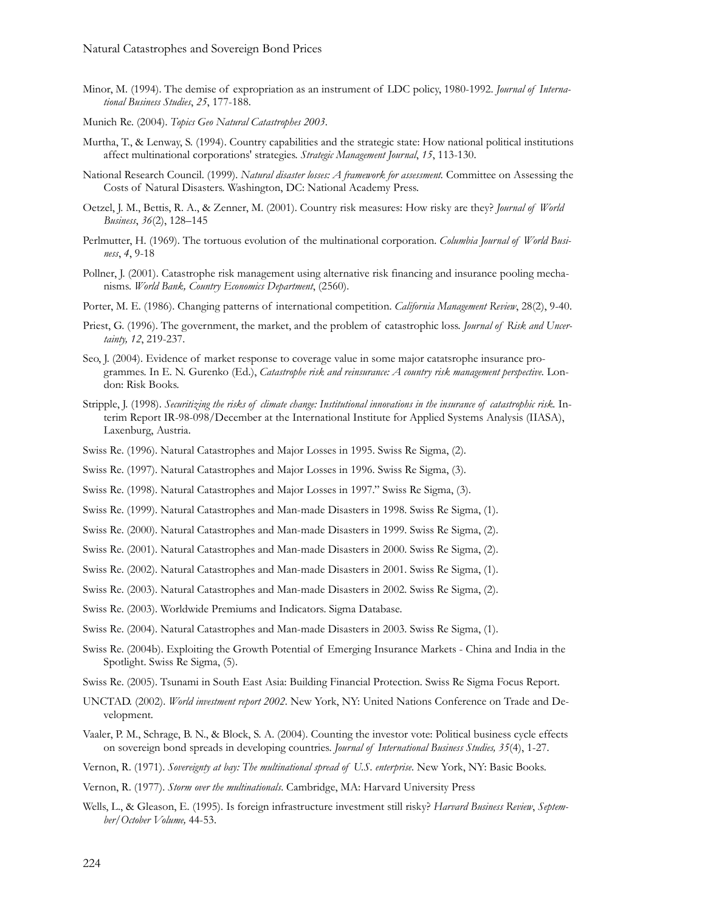Minor, M. (1994). The demise of expropriation as an instrument of LDC policy, 1980-1992. *Journal of International Business Studies*, *25*, 177-188.

Munich Re. (2004). *Topics Geo Natural Catastrophes 2003*.

Murtha, T., & Lenway, S. (1994). Country capabilities and the strategic state: How national political institutions affect multinational corporations' strategies. *Strategic Management Journal*, *15*, 113-130.

National Research Council. (1999). *Natural disaster losses: A framework for assessment.* Committee on Assessing the Costs of Natural Disasters. Washington, DC: National Academy Press.

Oetzel, J. M., Bettis, R. A., & Zenner, M. (2001). Country risk measures: How risky are they? *Journal of World Business*, *36*(2), 128–145

Perlmutter, H. (1969). The tortuous evolution of the multinational corporation. *Columbia Journal of World Business*, *4*, 9-18

Pollner, J. (2001). Catastrophe risk management using alternative risk financing and insurance pooling mechanisms. *World Bank, Country Economics Department*, (2560).

Porter, M. E. (1986). Changing patterns of international competition. *California Management Review*, 28(2), 9-40.

Priest, G. (1996). The government, the market, and the problem of catastrophic loss. *Journal of Risk and Uncertainty, 12*, 219-237.

Seo, J. (2004). Evidence of market response to coverage value in some major catatsrophe insurance programmes. In E. N. Gurenko (Ed.), *Catastrophe risk and reinsurance: A country risk management perspective.* London: Risk Books.

Stripple, J. (1998). *Securitizing the risks of climate change: Institutional innovations in the insurance of catastrophic risk.* Interim Report IR-98-098/December at the International Institute for Applied Systems Analysis (IIASA), Laxenburg, Austria.

Swiss Re. (1996). Natural Catastrophes and Major Losses in 1995. Swiss Re Sigma, (2).

Swiss Re. (1997). Natural Catastrophes and Major Losses in 1996. Swiss Re Sigma, (3).

Swiss Re. (1998). Natural Catastrophes and Major Losses in 1997." Swiss Re Sigma, (3).

Swiss Re. (1999). Natural Catastrophes and Man-made Disasters in 1998. Swiss Re Sigma, (1).

Swiss Re. (2000). Natural Catastrophes and Man-made Disasters in 1999. Swiss Re Sigma, (2).

Swiss Re. (2001). Natural Catastrophes and Man-made Disasters in 2000. Swiss Re Sigma, (2).

Swiss Re. (2002). Natural Catastrophes and Man-made Disasters in 2001. Swiss Re Sigma, (1).

Swiss Re. (2003). Natural Catastrophes and Man-made Disasters in 2002. Swiss Re Sigma, (2).

Swiss Re. (2003). Worldwide Premiums and Indicators. Sigma Database.

Swiss Re. (2004). Natural Catastrophes and Man-made Disasters in 2003. Swiss Re Sigma, (1).

Swiss Re. (2004b). Exploiting the Growth Potential of Emerging Insurance Markets - China and India in the Spotlight. Swiss Re Sigma, (5).

Swiss Re. (2005). Tsunami in South East Asia: Building Financial Protection. Swiss Re Sigma Focus Report.

UNCTAD. (2002). *World investment report 2002*. New York, NY: United Nations Conference on Trade and Development.

Vaaler, P. M., Schrage, B. N., & Block, S. A. (2004). Counting the investor vote: Political business cycle effects on sovereign bond spreads in developing countries. *Journal of International Business Studies, 35*(4), 1-27.

Vernon, R. (1971). *Sovereignty at bay: The multinational spread of U.S. enterprise*. New York, NY: Basic Books.

Vernon, R. (1977). *Storm over the multinationals*. Cambridge, MA: Harvard University Press

Wells, L., & Gleason, E. (1995). Is foreign infrastructure investment still risky? *Harvard Business Review*, *September/October Volume,* 44-53.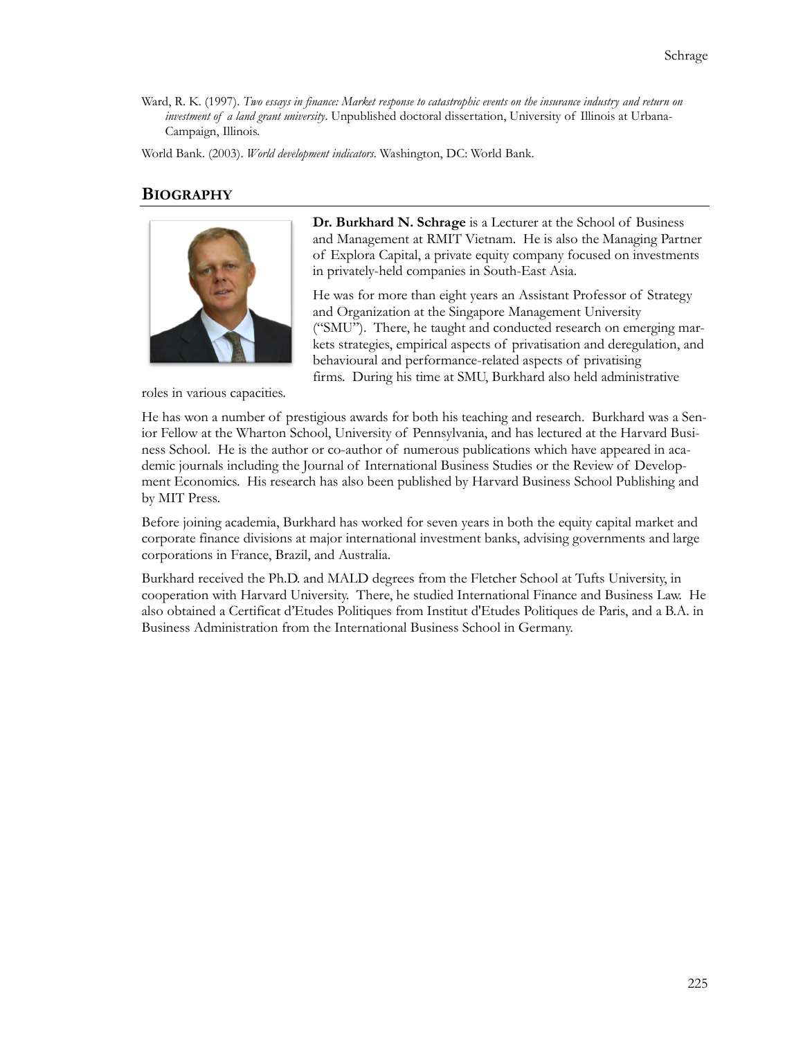Ward, R. K. (1997). *Two essays in finance: Market response to catastrophic events on the insurance industry and return on investment of a land grant university*. Unpublished doctoral dissertation, University of Illinois at Urbana-Campaign, Illinois.

World Bank. (2003). *World development indicators*. Washington, DC: World Bank.

## BIOGRAPHY

**Dr. Burkhard N. Schrage** is a Lecturer at the School of Business and Management at RMIT Vietnam. He is also the Managing Partner of Explora Capital, a private equity company focused on investments in privately-held companies in South-East Asia.

He was for more than eight years an Assistant Professor of Strategy and Organization at the Singapore Management University ("SMU"). There, he taught and conducted research on emerging markets strategies, empirical aspects of privatisation and deregulation, and behavioural and performance-related aspects of privatising firms. During his time at SMU, Burkhard also held administrative roles in various capacities.

He has won a number of prestigious awards for both his teaching and research. Burkhard was a Senior Fellow at the Wharton School, University of Pennsylvania, and has lectured at the Harvard Business School. He is the author or co-author of numerous publications which have appeared in academic journals including the Journal of International Business Studies or the Review of Development Economics. His research has also been published by Harvard Business School Publishing and by MIT Press.

Before joining academia, Burkhard has worked for seven years in both the equity capital market and corporate finance divisions at major international investment banks, advising governments and large corporations in France, Brazil, and Australia.

Burkhard received the Ph.D. and MALD degrees from the Fletcher School at Tufts University, in cooperation with Harvard University. There, he studied International Finance and Business Law. He also obtained a Certificat d'Etudes Politiques from Institut d'Etudes Politiques de Paris, and a B.A. in Business Administration from the International Business School in Germany.